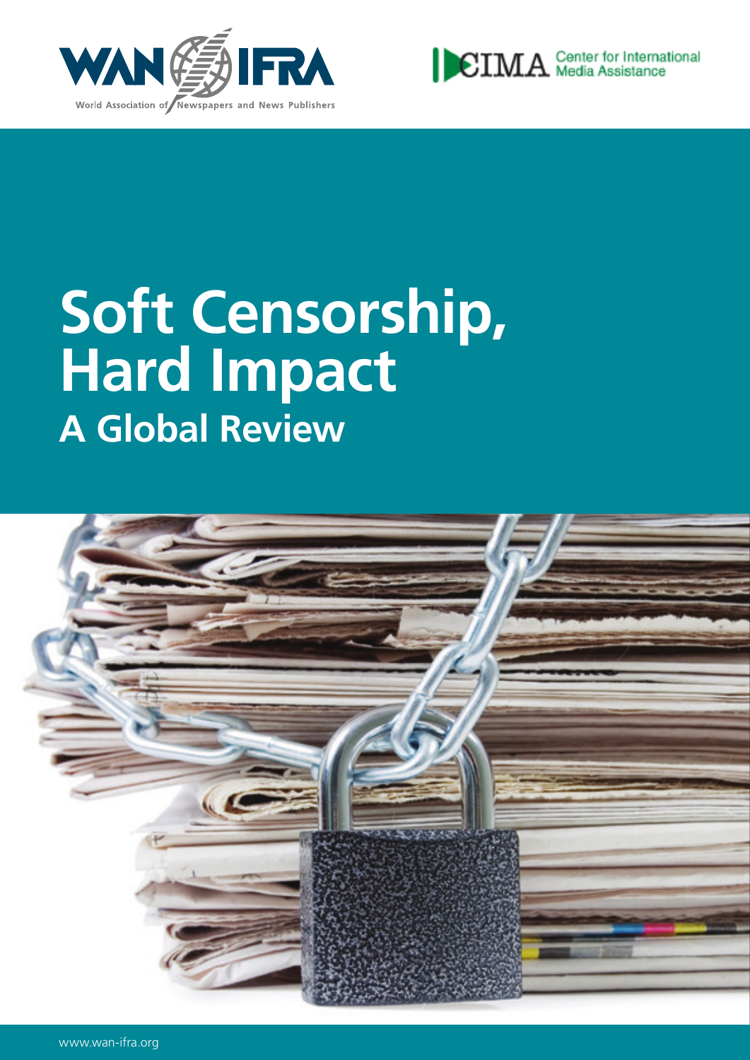WAN-IFRA

World Association of Newspapers and News Publishers

CIMA Center for International Media Assistance

# Soft Censorship, Hard Impact

## A Global Review

www.wan-ifra.org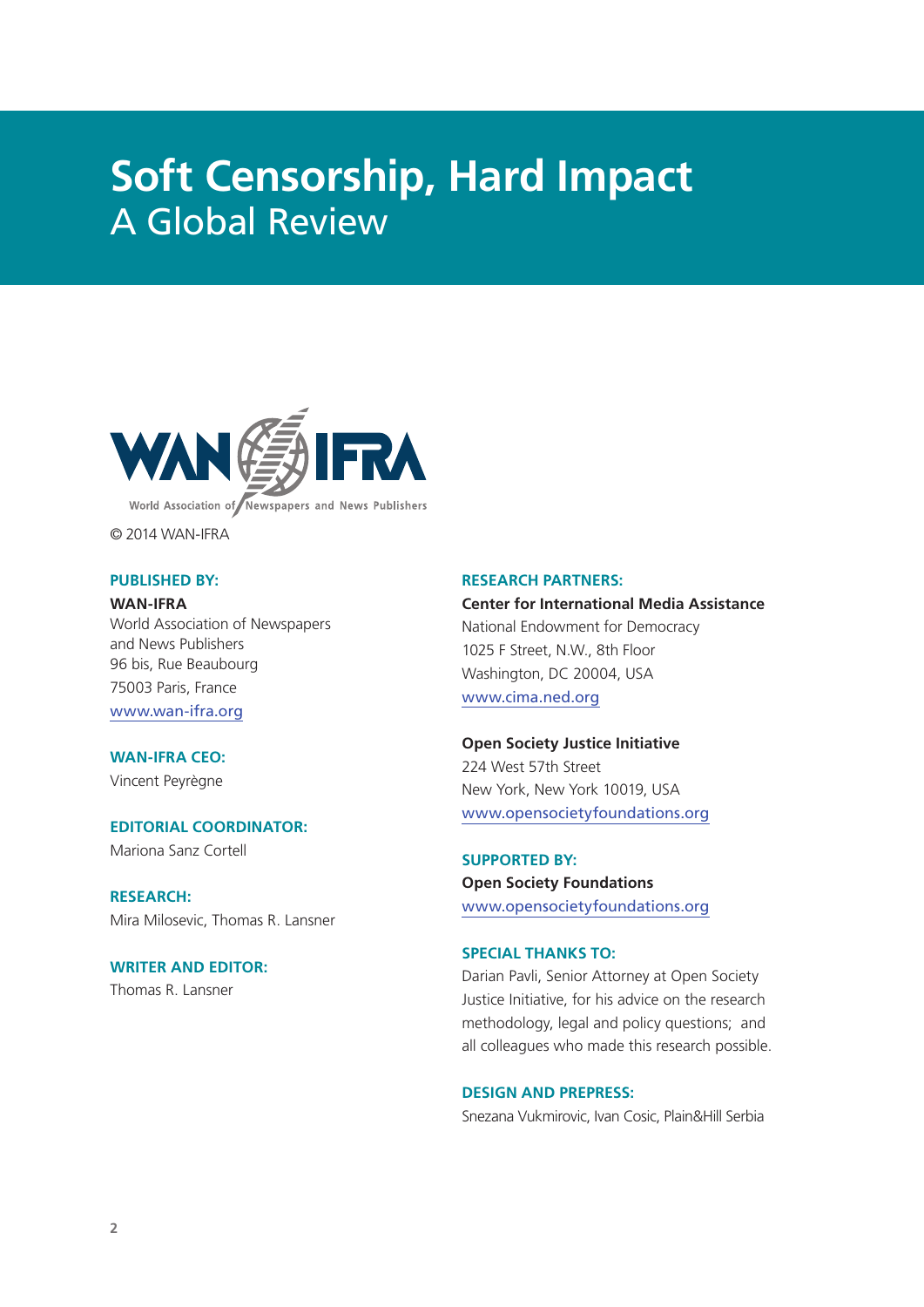# Soft Censorship, Hard Impact
## A Global Review

WAN-IFRA
World Association of Newspapers and News Publishers

© 2014 WAN-IFRA

**PUBLISHED BY:**

**WAN-IFRA**
World Association of Newspapers
and News Publishers
96 bis, Rue Beaubourg
75003 Paris, France
www.wan-ifra.org

**WAN-IFRA CEO:**
Vincent Peyrègne

**EDITORIAL COORDINATOR:**
Mariona Sanz Cortell

**RESEARCH:**
Mira Milosevic, Thomas R. Lansner

**WRITER AND EDITOR:**
Thomas R. Lansner

**RESEARCH PARTNERS:**

**Center for International Media Assistance**
National Endowment for Democracy
1025 F Street, N.W., 8th Floor
Washington, DC 20004, USA
www.cima.ned.org

**Open Society Justice Initiative**
224 West 57th Street
New York, New York 10019, USA
www.opensocietyfoundations.org

**SUPPORTED BY:**

**Open Society Foundations**
www.opensocietyfoundations.org

**SPECIAL THANKS TO:**
Darian Pavli, Senior Attorney at Open Society Justice Initiative, for his advice on the research methodology, legal and policy questions; and all colleagues who made this research possible.

**DESIGN AND PREPRESS:**
Snezana Vukmirovic, Ivan Cosic, Plain&Hill Serbia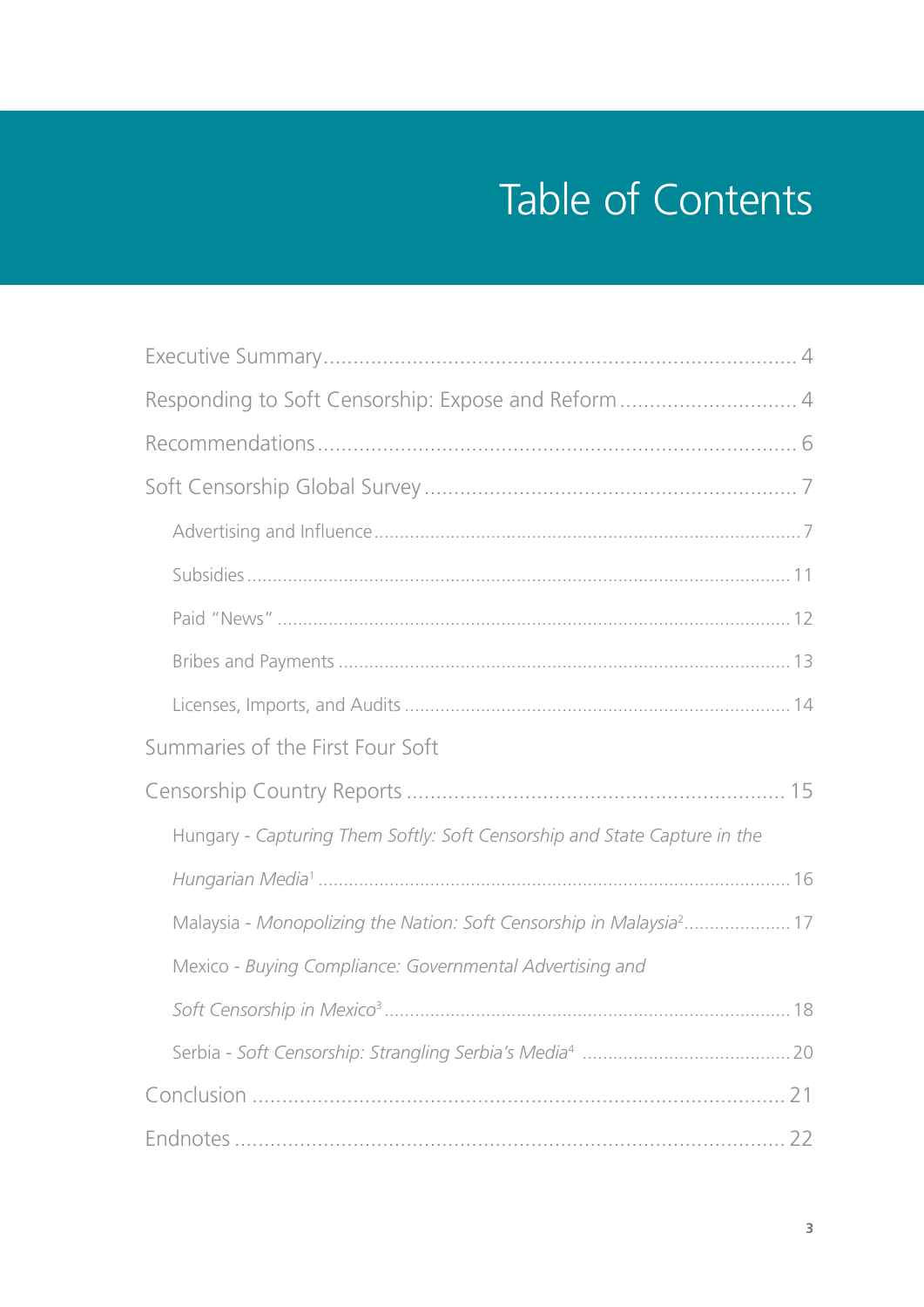# Table of Contents

Executive Summary ..... 4

Responding to Soft Censorship: Expose and Reform ..... 4

Recommendations ..... 6

Soft Censorship Global Survey ..... 7

- Advertising and Influence ..... 7
- Subsidies ..... 11
- Paid "News" ..... 12
- Bribes and Payments ..... 13
- Licenses, Imports, and Audits ..... 14

Summaries of the First Four Soft Censorship Country Reports ..... 15

- Hungary - *Capturing Them Softly: Soft Censorship and State Capture in the Hungarian Media*[1] ..... 16
- Malaysia - *Monopolizing the Nation: Soft Censorship in Malaysia*[2] ..... 17
- Mexico - *Buying Compliance: Governmental Advertising and Soft Censorship in Mexico*[3] ..... 18
- Serbia - *Soft Censorship: Strangling Serbia's Media*[4] ..... 20

Conclusion ..... 21

Endnotes ..... 22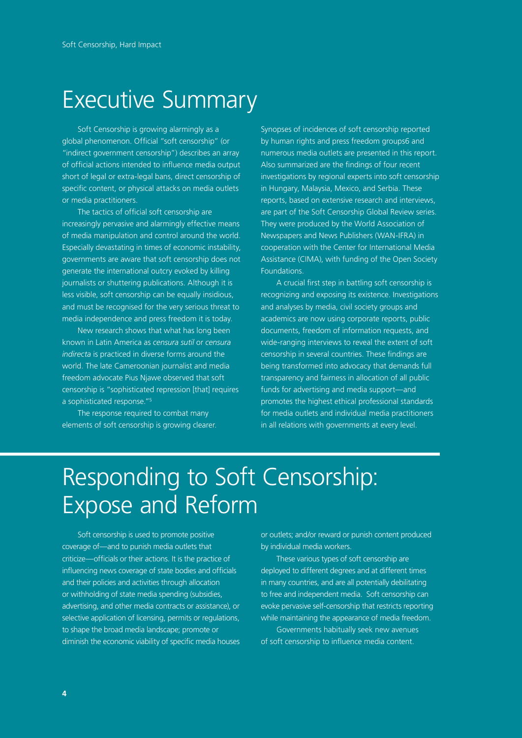# Executive Summary

Soft Censorship is growing alarmingly as a global phenomenon. Official "soft censorship" (or "indirect government censorship") describes an array of official actions intended to influence media output short of legal or extra-legal bans, direct censorship of specific content, or physical attacks on media outlets or media practitioners.

The tactics of official soft censorship are increasingly pervasive and alarmingly effective means of media manipulation and control around the world. Especially devastating in times of economic instability, governments are aware that soft censorship does not generate the international outcry evoked by killing journalists or shuttering publications. Although it is less visible, soft censorship can be equally insidious, and must be recognised for the very serious threat to media independence and press freedom it is today.

New research shows that what has long been known in Latin America as *censura sutil* or *censura indirecta* is practiced in diverse forms around the world. The late Cameroonian journalist and media freedom advocate Pius Njawe observed that soft censorship is "sophisticated repression [that] requires a sophisticated response."[5]

The response required to combat many elements of soft censorship is growing clearer. Synopses of incidences of soft censorship reported by human rights and press freedom groups6 and numerous media outlets are presented in this report. Also summarized are the findings of four recent investigations by regional experts into soft censorship in Hungary, Malaysia, Mexico, and Serbia. These reports, based on extensive research and interviews, are part of the Soft Censorship Global Review series. They were produced by the World Association of Newspapers and News Publishers (WAN-IFRA) in cooperation with the Center for International Media Assistance (CIMA), with funding of the Open Society Foundations.

A crucial first step in battling soft censorship is recognizing and exposing its existence. Investigations and analyses by media, civil society groups and academics are now using corporate reports, public documents, freedom of information requests, and wide-ranging interviews to reveal the extent of soft censorship in several countries. These findings are being transformed into advocacy that demands full transparency and fairness in allocation of all public funds for advertising and media support—and promotes the highest ethical professional standards for media outlets and individual media practitioners in all relations with governments at every level.

# Responding to Soft Censorship: Expose and Reform

Soft censorship is used to promote positive coverage of—and to punish media outlets that criticize—officials or their actions. It is the practice of influencing news coverage of state bodies and officials and their policies and activities through allocation or withholding of state media spending (subsidies, advertising, and other media contracts or assistance), or selective application of licensing, permits or regulations, to shape the broad media landscape; promote or diminish the economic viability of specific media houses or outlets; and/or reward or punish content produced by individual media workers.

These various types of soft censorship are deployed to different degrees and at different times in many countries, and are all potentially debilitating to free and independent media. Soft censorship can evoke pervasive self-censorship that restricts reporting while maintaining the appearance of media freedom.

Governments habitually seek new avenues of soft censorship to influence media content.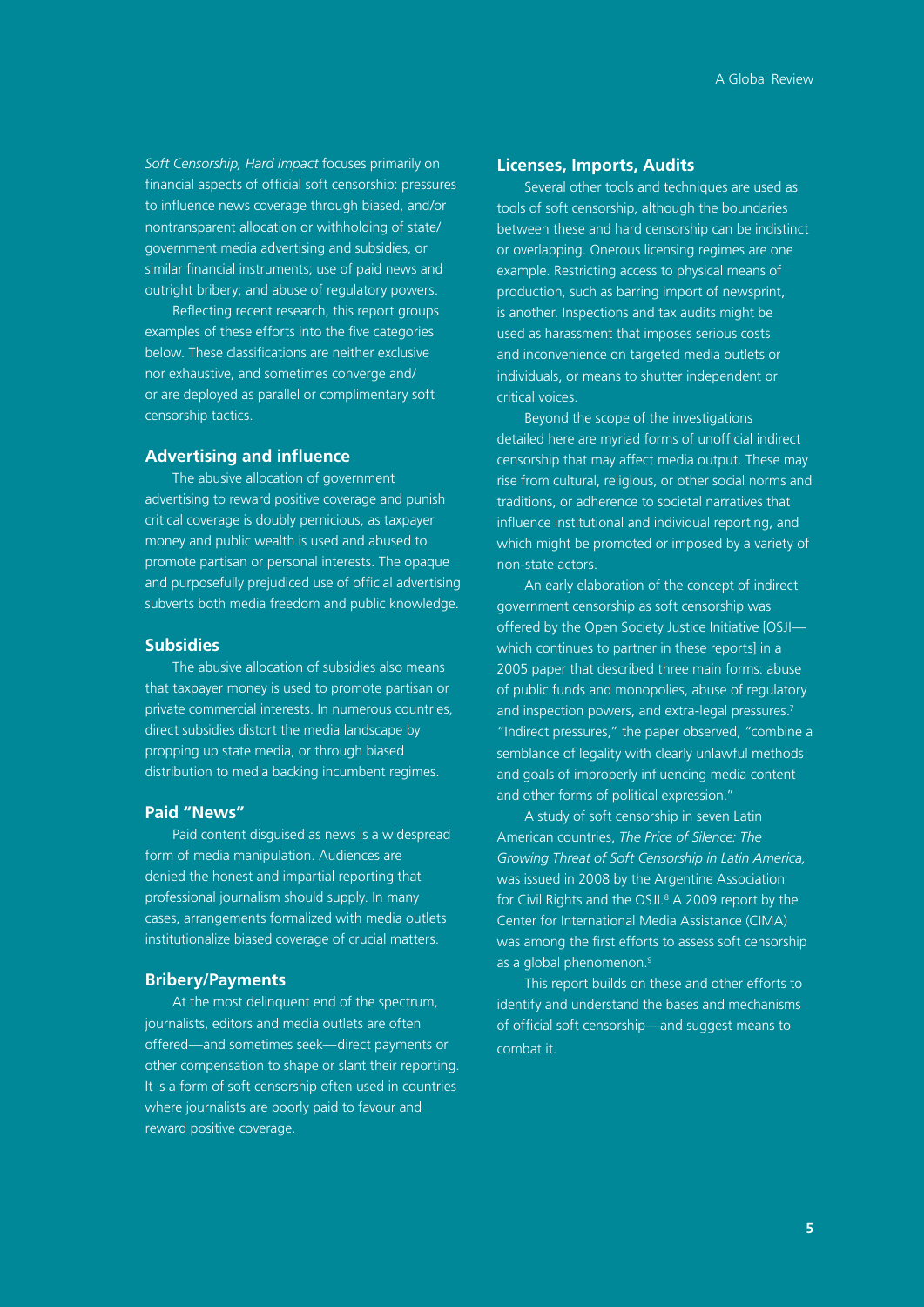*Soft Censorship, Hard Impact* focuses primarily on financial aspects of official soft censorship: pressures to influence news coverage through biased, and/or nontransparent allocation or withholding of state/ government media advertising and subsidies, or similar financial instruments; use of paid news and outright bribery; and abuse of regulatory powers.

Reflecting recent research, this report groups examples of these efforts into the five categories below. These classifications are neither exclusive nor exhaustive, and sometimes converge and/ or are deployed as parallel or complimentary soft censorship tactics.

### Advertising and influence

The abusive allocation of government advertising to reward positive coverage and punish critical coverage is doubly pernicious, as taxpayer money and public wealth is used and abused to promote partisan or personal interests. The opaque and purposefully prejudiced use of official advertising subverts both media freedom and public knowledge.

### Subsidies

The abusive allocation of subsidies also means that taxpayer money is used to promote partisan or private commercial interests. In numerous countries, direct subsidies distort the media landscape by propping up state media, or through biased distribution to media backing incumbent regimes.

### Paid "News"

Paid content disguised as news is a widespread form of media manipulation. Audiences are denied the honest and impartial reporting that professional journalism should supply. In many cases, arrangements formalized with media outlets institutionalize biased coverage of crucial matters.

### Bribery/Payments

At the most delinquent end of the spectrum, journalists, editors and media outlets are often offered—and sometimes seek—direct payments or other compensation to shape or slant their reporting. It is a form of soft censorship often used in countries where journalists are poorly paid to favour and reward positive coverage.

### Licenses, Imports, Audits

Several other tools and techniques are used as tools of soft censorship, although the boundaries between these and hard censorship can be indistinct or overlapping. Onerous licensing regimes are one example. Restricting access to physical means of production, such as barring import of newsprint, is another. Inspections and tax audits might be used as harassment that imposes serious costs and inconvenience on targeted media outlets or individuals, or means to shutter independent or critical voices.

Beyond the scope of the investigations detailed here are myriad forms of unofficial indirect censorship that may affect media output. These may rise from cultural, religious, or other social norms and traditions, or adherence to societal narratives that influence institutional and individual reporting, and which might be promoted or imposed by a variety of non-state actors.

An early elaboration of the concept of indirect government censorship as soft censorship was offered by the Open Society Justice Initiative [OSJI—which continues to partner in these reports] in a 2005 paper that described three main forms: abuse of public funds and monopolies, abuse of regulatory and inspection powers, and extra-legal pressures.[7] "Indirect pressures," the paper observed, "combine a semblance of legality with clearly unlawful methods and goals of improperly influencing media content and other forms of political expression."

A study of soft censorship in seven Latin American countries, *The Price of Silence: The Growing Threat of Soft Censorship in Latin America*, was issued in 2008 by the Argentine Association for Civil Rights and the OSJI.[8] A 2009 report by the Center for International Media Assistance (CIMA) was among the first efforts to assess soft censorship as a global phenomenon.[9]

This report builds on these and other efforts to identify and understand the bases and mechanisms of official soft censorship—and suggest means to combat it.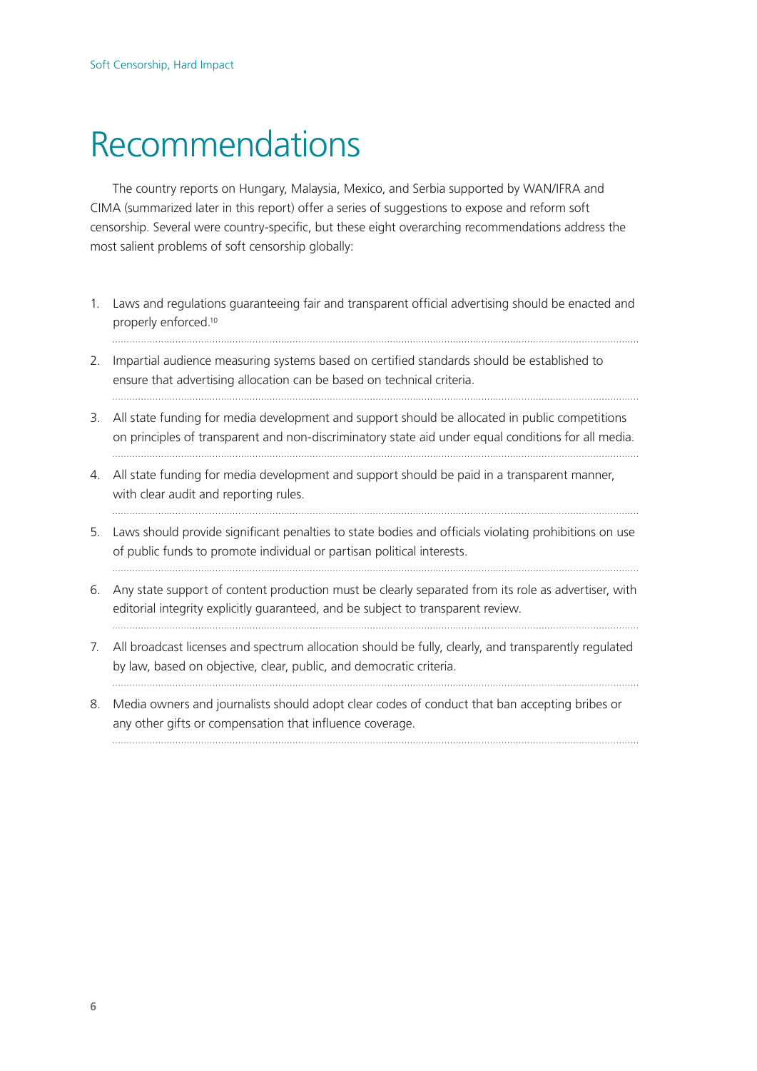# Recommendations

The country reports on Hungary, Malaysia, Mexico, and Serbia supported by WAN/IFRA and CIMA (summarized later in this report) offer a series of suggestions to expose and reform soft censorship. Several were country-specific, but these eight overarching recommendations address the most salient problems of soft censorship globally:

1. Laws and regulations guaranteeing fair and transparent official advertising should be enacted and properly enforced.[10]
2. Impartial audience measuring systems based on certified standards should be established to ensure that advertising allocation can be based on technical criteria.
3. All state funding for media development and support should be allocated in public competitions on principles of transparent and non-discriminatory state aid under equal conditions for all media.
4. All state funding for media development and support should be paid in a transparent manner, with clear audit and reporting rules.
5. Laws should provide significant penalties to state bodies and officials violating prohibitions on use of public funds to promote individual or partisan political interests.
6. Any state support of content production must be clearly separated from its role as advertiser, with editorial integrity explicitly guaranteed, and be subject to transparent review.
7. All broadcast licenses and spectrum allocation should be fully, clearly, and transparently regulated by law, based on objective, clear, public, and democratic criteria.
8. Media owners and journalists should adopt clear codes of conduct that ban accepting bribes or any other gifts or compensation that influence coverage.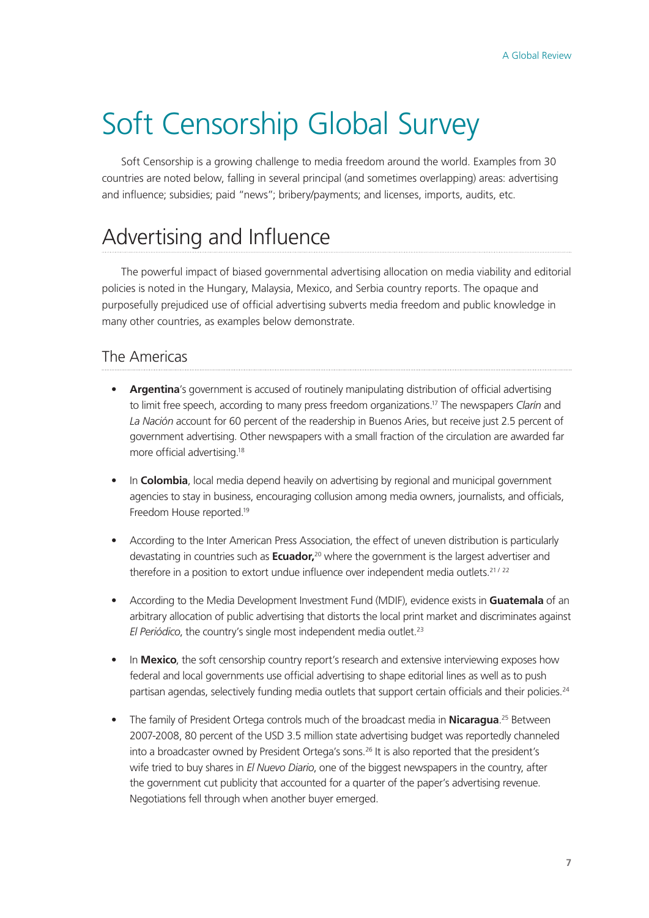# Soft Censorship Global Survey

Soft Censorship is a growing challenge to media freedom around the world. Examples from 30 countries are noted below, falling in several principal (and sometimes overlapping) areas: advertising and influence; subsidies; paid "news"; bribery/payments; and licenses, imports, audits, etc.

## Advertising and Influence

The powerful impact of biased governmental advertising allocation on media viability and editorial policies is noted in the Hungary, Malaysia, Mexico, and Serbia country reports. The opaque and purposefully prejudiced use of official advertising subverts media freedom and public knowledge in many other countries, as examples below demonstrate.

### The Americas

- **Argentina**'s government is accused of routinely manipulating distribution of official advertising to limit free speech, according to many press freedom organizations.[17] The newspapers *Clarín* and *La Nación* account for 60 percent of the readership in Buenos Aries, but receive just 2.5 percent of government advertising. Other newspapers with a small fraction of the circulation are awarded far more official advertising.[18]

- In **Colombia**, local media depend heavily on advertising by regional and municipal government agencies to stay in business, encouraging collusion among media owners, journalists, and officials, Freedom House reported.[19]

- According to the Inter American Press Association, the effect of uneven distribution is particularly devastating in countries such as **Ecuador,**[20] where the government is the largest advertiser and therefore in a position to extort undue influence over independent media outlets.[21 / 22]

- According to the Media Development Investment Fund (MDIF), evidence exists in **Guatemala** of an arbitrary allocation of public advertising that distorts the local print market and discriminates against *El Periódico*, the country's single most independent media outlet.[23]

- In **Mexico**, the soft censorship country report's research and extensive interviewing exposes how federal and local governments use official advertising to shape editorial lines as well as to push partisan agendas, selectively funding media outlets that support certain officials and their policies.[24]

- The family of President Ortega controls much of the broadcast media in **Nicaragua**.[25] Between 2007-2008, 80 percent of the USD 3.5 million state advertising budget was reportedly channeled into a broadcaster owned by President Ortega's sons.[26] It is also reported that the president's wife tried to buy shares in *El Nuevo Diario*, one of the biggest newspapers in the country, after the government cut publicity that accounted for a quarter of the paper's advertising revenue. Negotiations fell through when another buyer emerged.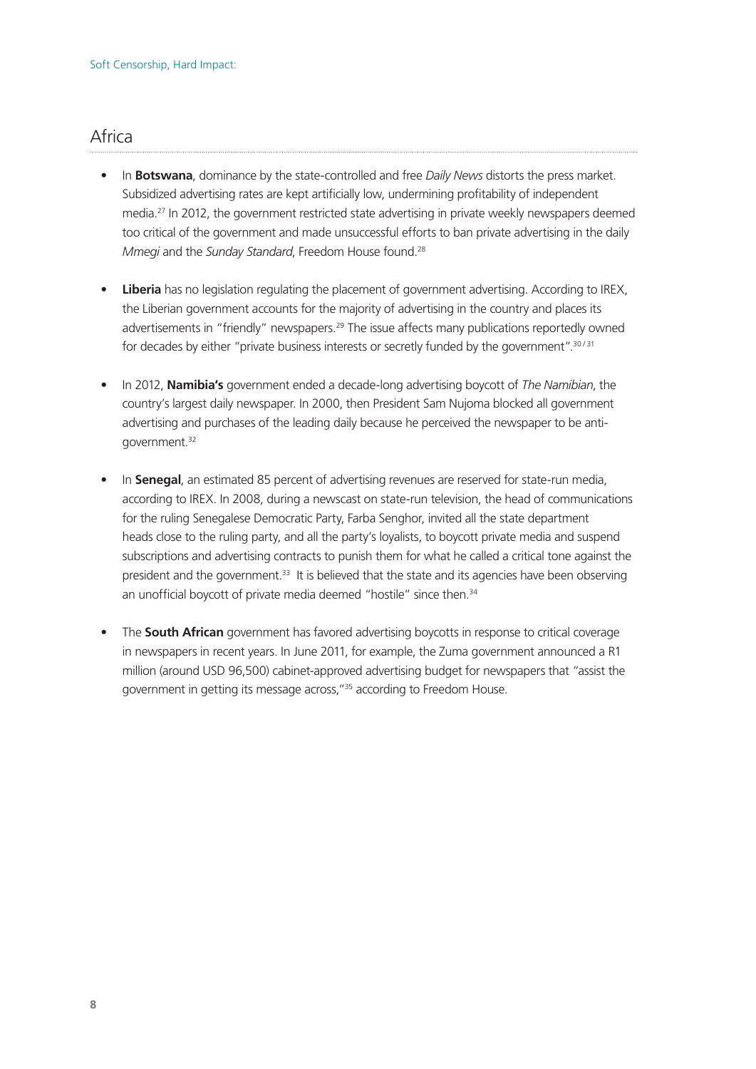## Africa

- In **Botswana**, dominance by the state-controlled and free *Daily News* distorts the press market. Subsidized advertising rates are kept artificially low, undermining profitability of independent media.[27] In 2012, the government restricted state advertising in private weekly newspapers deemed too critical of the government and made unsuccessful efforts to ban private advertising in the daily *Mmegi* and the *Sunday Standard*, Freedom House found.[28]

- **Liberia** has no legislation regulating the placement of government advertising. According to IREX, the Liberian government accounts for the majority of advertising in the country and places its advertisements in "friendly" newspapers.[29] The issue affects many publications reportedly owned for decades by either "private business interests or secretly funded by the government".[30/31]

- In 2012, **Namibia's** government ended a decade-long advertising boycott of *The Namibian*, the country's largest daily newspaper. In 2000, then President Sam Nujoma blocked all government advertising and purchases of the leading daily because he perceived the newspaper to be anti-government.[32]

- In **Senegal**, an estimated 85 percent of advertising revenues are reserved for state-run media, according to IREX. In 2008, during a newscast on state-run television, the head of communications for the ruling Senegalese Democratic Party, Farba Senghor, invited all the state department heads close to the ruling party, and all the party's loyalists, to boycott private media and suspend subscriptions and advertising contracts to punish them for what he called a critical tone against the president and the government.[33] It is believed that the state and its agencies have been observing an unofficial boycott of private media deemed "hostile" since then.[34]

- The **South African** government has favored advertising boycotts in response to critical coverage in newspapers in recent years. In June 2011, for example, the Zuma government announced a R1 million (around USD 96,500) cabinet-approved advertising budget for newspapers that "assist the government in getting its message across,"[35] according to Freedom House.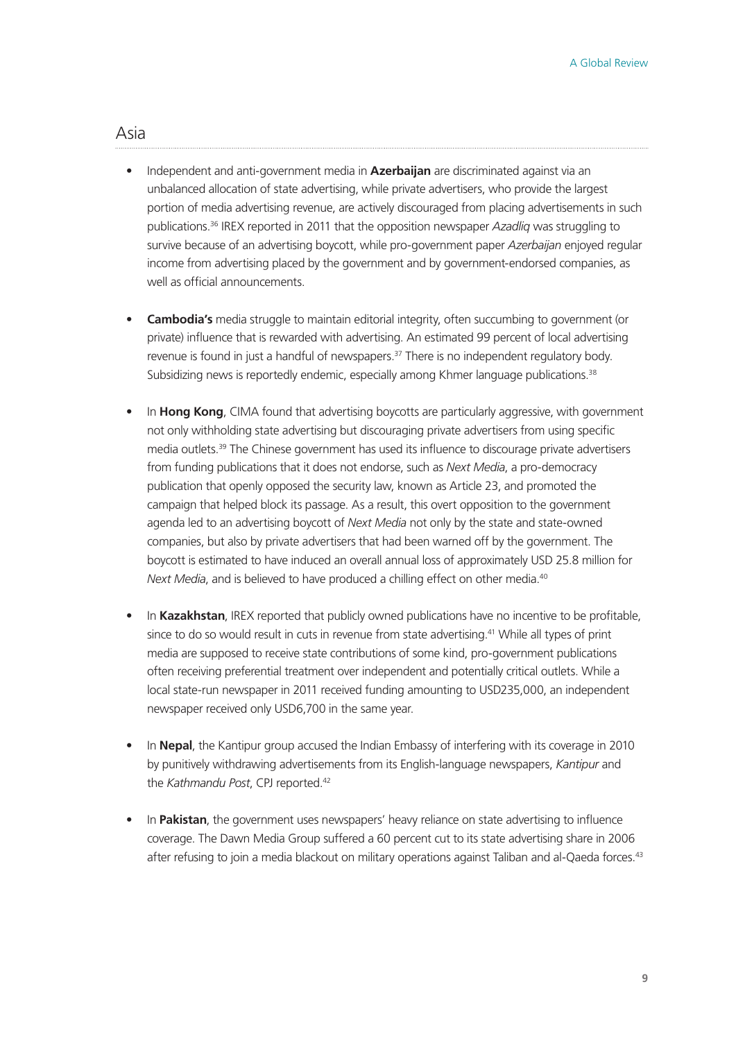## Asia

- Independent and anti-government media in **Azerbaijan** are discriminated against via an unbalanced allocation of state advertising, while private advertisers, who provide the largest portion of media advertising revenue, are actively discouraged from placing advertisements in such publications.[36] IREX reported in 2011 that the opposition newspaper *Azadliq* was struggling to survive because of an advertising boycott, while pro-government paper *Azerbaijan* enjoyed regular income from advertising placed by the government and by government-endorsed companies, as well as official announcements.

- **Cambodia's** media struggle to maintain editorial integrity, often succumbing to government (or private) influence that is rewarded with advertising. An estimated 99 percent of local advertising revenue is found in just a handful of newspapers.[37] There is no independent regulatory body. Subsidizing news is reportedly endemic, especially among Khmer language publications.[38]

- In **Hong Kong**, CIMA found that advertising boycotts are particularly aggressive, with government not only withholding state advertising but discouraging private advertisers from using specific media outlets.[39] The Chinese government has used its influence to discourage private advertisers from funding publications that it does not endorse, such as *Next Media*, a pro-democracy publication that openly opposed the security law, known as Article 23, and promoted the campaign that helped block its passage. As a result, this overt opposition to the government agenda led to an advertising boycott of *Next Media* not only by the state and state-owned companies, but also by private advertisers that had been warned off by the government. The boycott is estimated to have induced an overall annual loss of approximately USD 25.8 million for *Next Media*, and is believed to have produced a chilling effect on other media.[40]

- In **Kazakhstan**, IREX reported that publicly owned publications have no incentive to be profitable, since to do so would result in cuts in revenue from state advertising.[41] While all types of print media are supposed to receive state contributions of some kind, pro-government publications often receiving preferential treatment over independent and potentially critical outlets. While a local state-run newspaper in 2011 received funding amounting to USD235,000, an independent newspaper received only USD6,700 in the same year.

- In **Nepal**, the Kantipur group accused the Indian Embassy of interfering with its coverage in 2010 by punitively withdrawing advertisements from its English-language newspapers, *Kantipur* and the *Kathmandu Post*, CPJ reported.[42]

- In **Pakistan**, the government uses newspapers' heavy reliance on state advertising to influence coverage. The Dawn Media Group suffered a 60 percent cut to its state advertising share in 2006 after refusing to join a media blackout on military operations against Taliban and al-Qaeda forces.[43]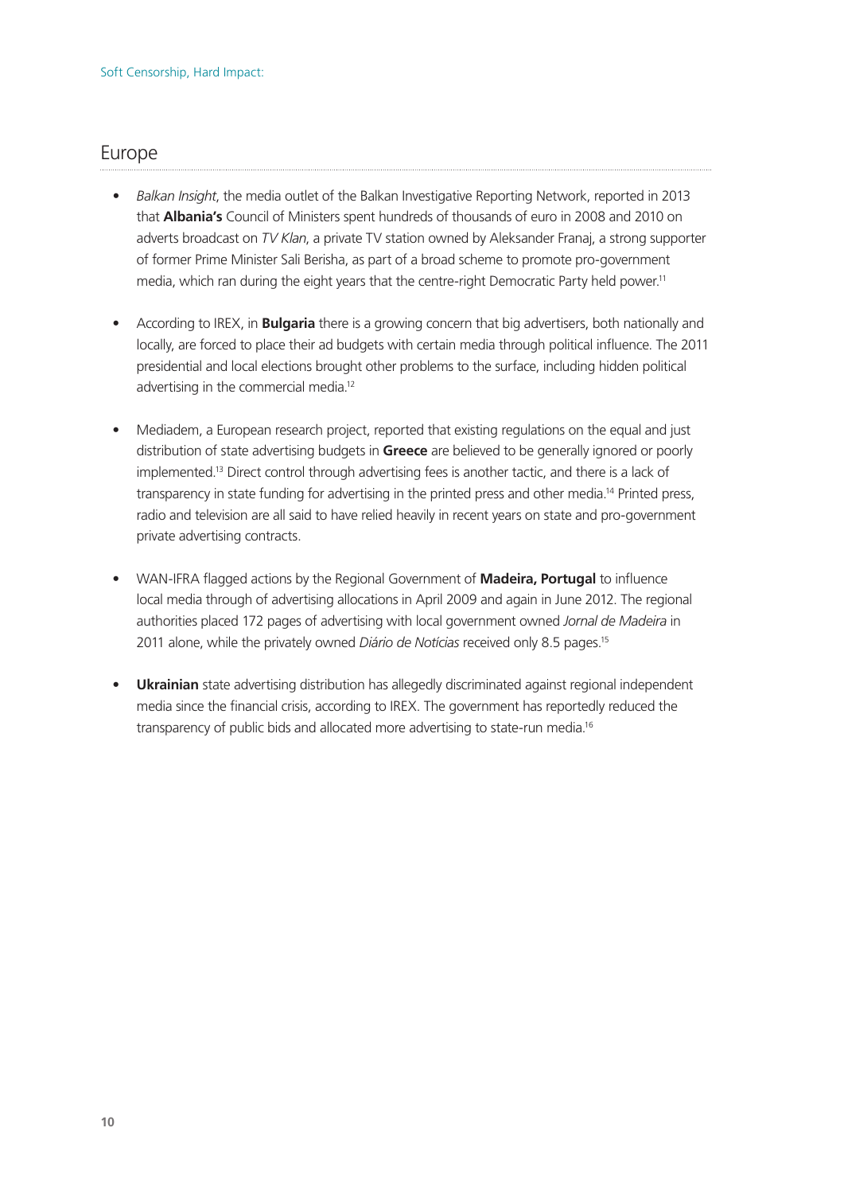## Europe

- *Balkan Insight*, the media outlet of the Balkan Investigative Reporting Network, reported in 2013 that **Albania's** Council of Ministers spent hundreds of thousands of euro in 2008 and 2010 on adverts broadcast on *TV Klan*, a private TV station owned by Aleksander Franaj, a strong supporter of former Prime Minister Sali Berisha, as part of a broad scheme to promote pro-government media, which ran during the eight years that the centre-right Democratic Party held power.[11]

- According to IREX, in **Bulgaria** there is a growing concern that big advertisers, both nationally and locally, are forced to place their ad budgets with certain media through political influence. The 2011 presidential and local elections brought other problems to the surface, including hidden political advertising in the commercial media.[12]

- Mediadem, a European research project, reported that existing regulations on the equal and just distribution of state advertising budgets in **Greece** are believed to be generally ignored or poorly implemented.[13] Direct control through advertising fees is another tactic, and there is a lack of transparency in state funding for advertising in the printed press and other media.[14] Printed press, radio and television are all said to have relied heavily in recent years on state and pro-government private advertising contracts.

- WAN-IFRA flagged actions by the Regional Government of **Madeira, Portugal** to influence local media through of advertising allocations in April 2009 and again in June 2012. The regional authorities placed 172 pages of advertising with local government owned *Jornal de Madeira* in 2011 alone, while the privately owned *Diário de Notícias* received only 8.5 pages.[15]

- **Ukrainian** state advertising distribution has allegedly discriminated against regional independent media since the financial crisis, according to IREX. The government has reportedly reduced the transparency of public bids and allocated more advertising to state-run media.[16]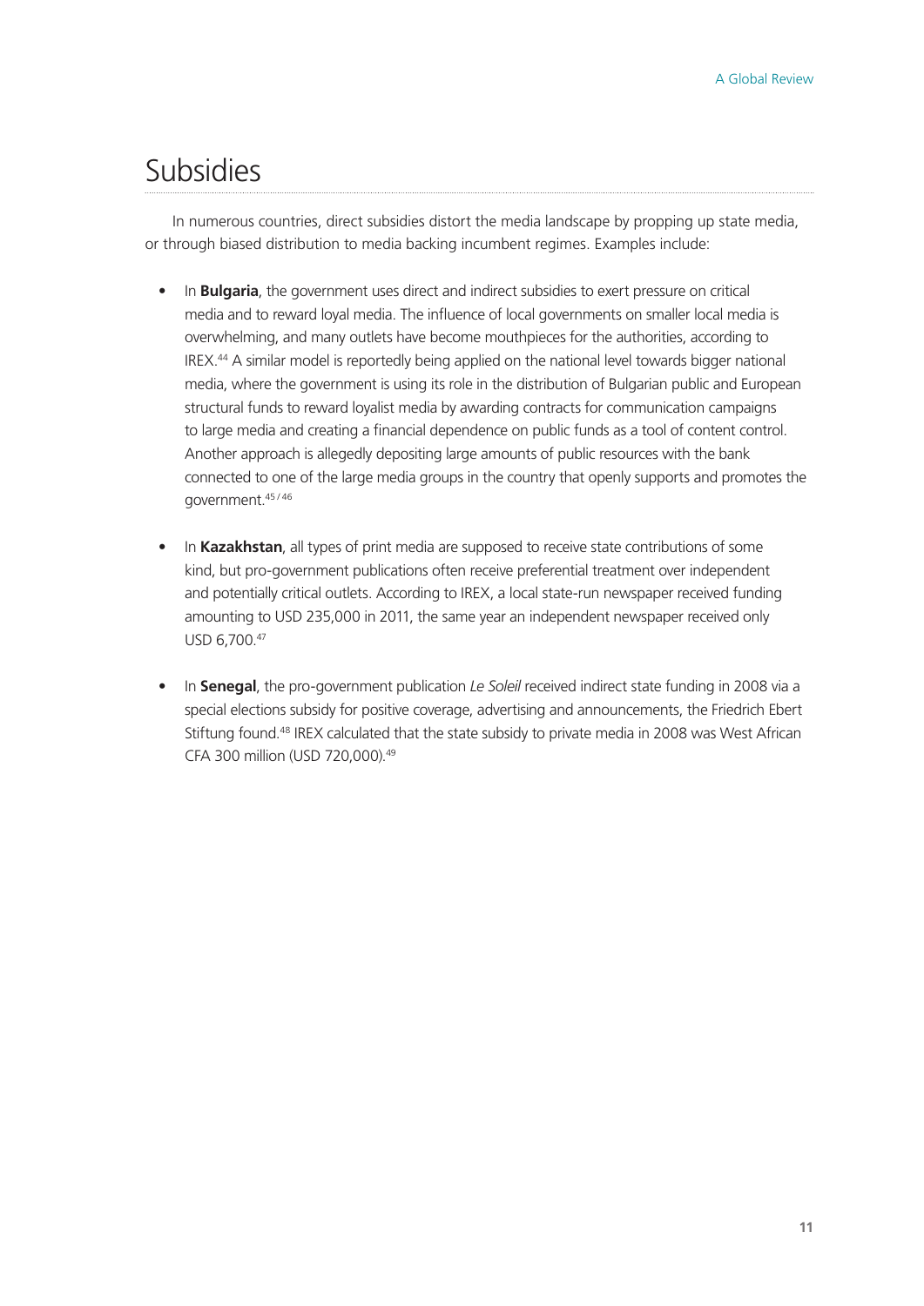## Subsidies

In numerous countries, direct subsidies distort the media landscape by propping up state media, or through biased distribution to media backing incumbent regimes. Examples include:

- In **Bulgaria**, the government uses direct and indirect subsidies to exert pressure on critical media and to reward loyal media. The influence of local governments on smaller local media is overwhelming, and many outlets have become mouthpieces for the authorities, according to IREX.[44] A similar model is reportedly being applied on the national level towards bigger national media, where the government is using its role in the distribution of Bulgarian public and European structural funds to reward loyalist media by awarding contracts for communication campaigns to large media and creating a financial dependence on public funds as a tool of content control. Another approach is allegedly depositing large amounts of public resources with the bank connected to one of the large media groups in the country that openly supports and promotes the government.[45/46]

- In **Kazakhstan**, all types of print media are supposed to receive state contributions of some kind, but pro-government publications often receive preferential treatment over independent and potentially critical outlets. According to IREX, a local state-run newspaper received funding amounting to USD 235,000 in 2011, the same year an independent newspaper received only USD 6,700.[47]

- In **Senegal**, the pro-government publication *Le Soleil* received indirect state funding in 2008 via a special elections subsidy for positive coverage, advertising and announcements, the Friedrich Ebert Stiftung found.[48] IREX calculated that the state subsidy to private media in 2008 was West African CFA 300 million (USD 720,000).[49]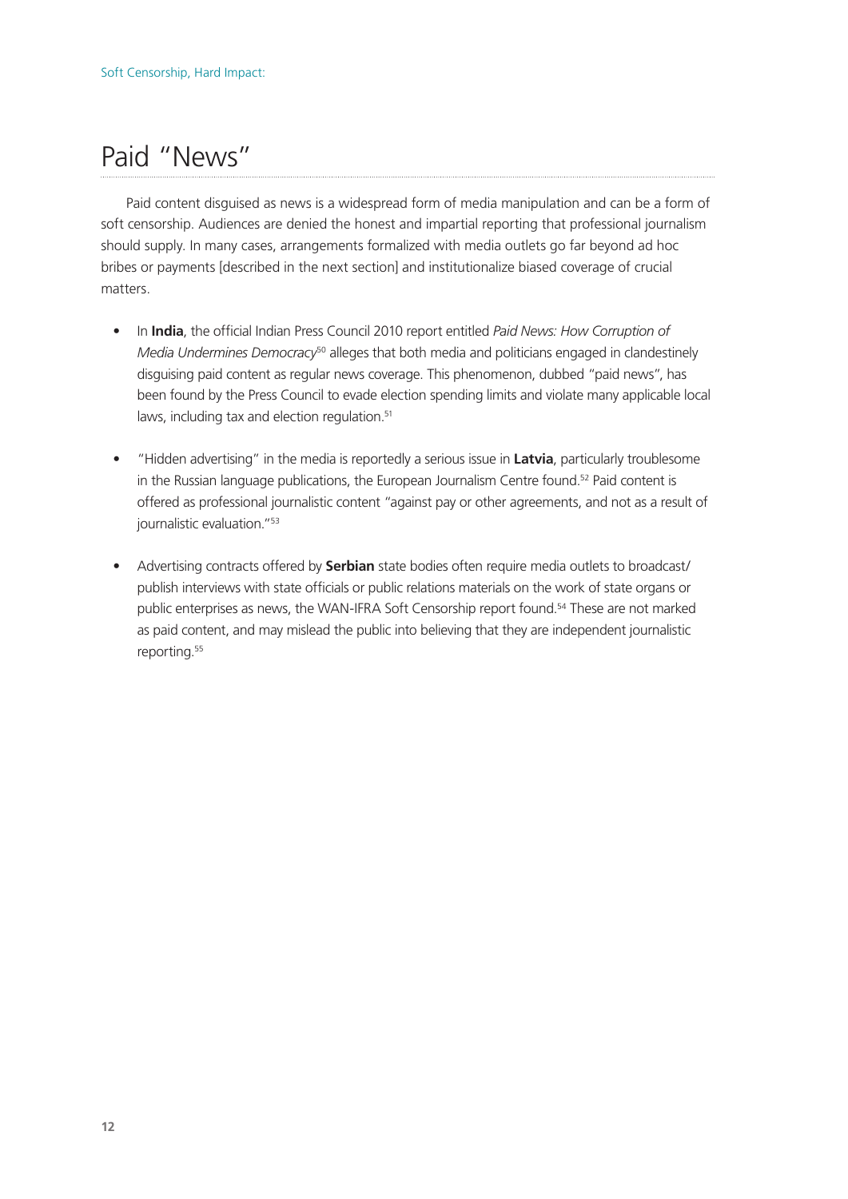# Paid "News"

Paid content disguised as news is a widespread form of media manipulation and can be a form of soft censorship. Audiences are denied the honest and impartial reporting that professional journalism should supply. In many cases, arrangements formalized with media outlets go far beyond ad hoc bribes or payments [described in the next section] and institutionalize biased coverage of crucial matters.

- In **India**, the official Indian Press Council 2010 report entitled *Paid News: How Corruption of Media Undermines Democracy*[50] alleges that both media and politicians engaged in clandestinely disguising paid content as regular news coverage. This phenomenon, dubbed "paid news", has been found by the Press Council to evade election spending limits and violate many applicable local laws, including tax and election regulation.[51]

- "Hidden advertising" in the media is reportedly a serious issue in **Latvia**, particularly troublesome in the Russian language publications, the European Journalism Centre found.[52] Paid content is offered as professional journalistic content "against pay or other agreements, and not as a result of journalistic evaluation."[53]

- Advertising contracts offered by **Serbian** state bodies often require media outlets to broadcast/publish interviews with state officials or public relations materials on the work of state organs or public enterprises as news, the WAN-IFRA Soft Censorship report found.[54] These are not marked as paid content, and may mislead the public into believing that they are independent journalistic reporting.[55]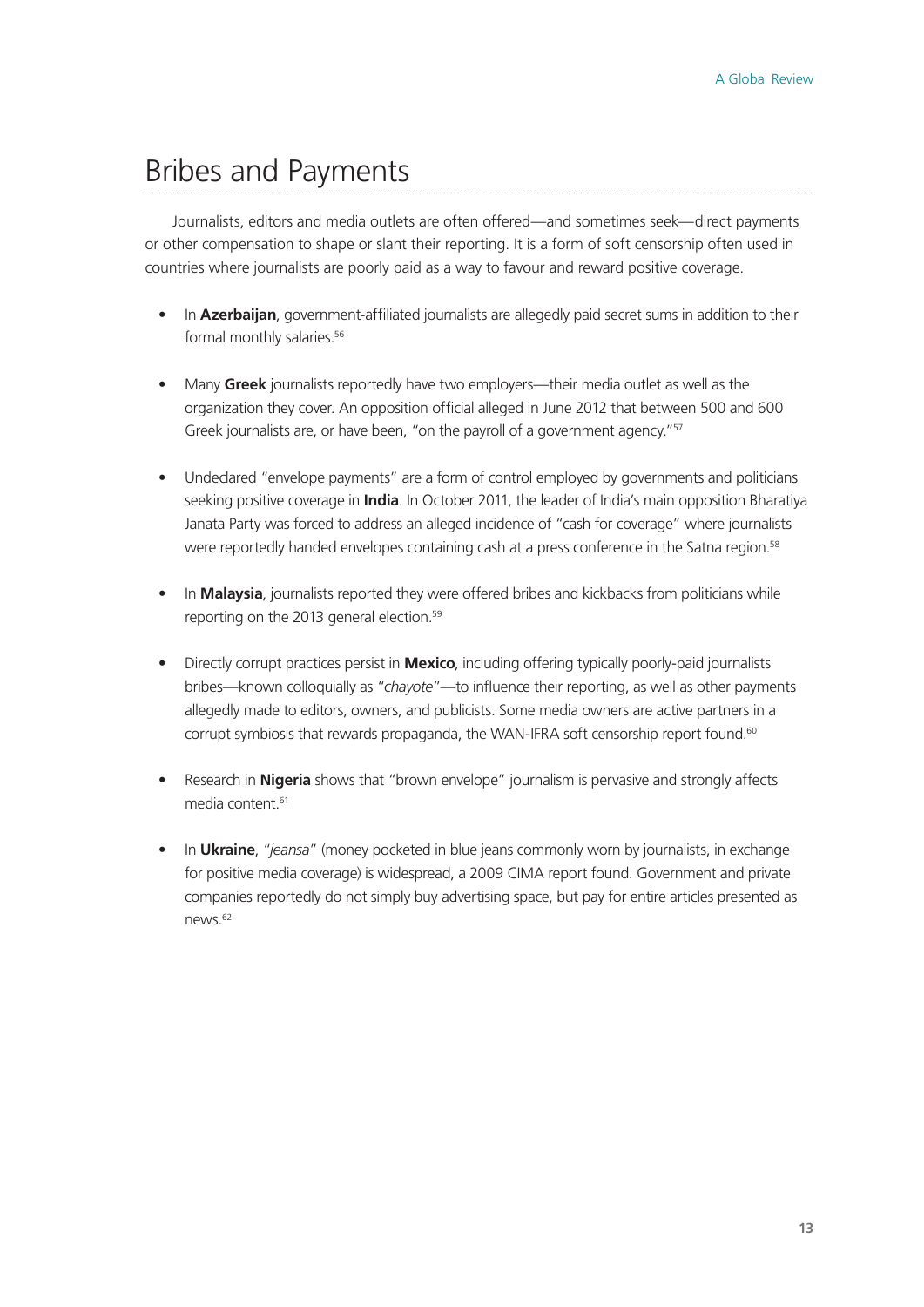## Bribes and Payments

Journalists, editors and media outlets are often offered—and sometimes seek—direct payments or other compensation to shape or slant their reporting. It is a form of soft censorship often used in countries where journalists are poorly paid as a way to favour and reward positive coverage.

- In **Azerbaijan**, government-affiliated journalists are allegedly paid secret sums in addition to their formal monthly salaries.[56]

- Many **Greek** journalists reportedly have two employers—their media outlet as well as the organization they cover. An opposition official alleged in June 2012 that between 500 and 600 Greek journalists are, or have been, "on the payroll of a government agency."[57]

- Undeclared "envelope payments" are a form of control employed by governments and politicians seeking positive coverage in **India**. In October 2011, the leader of India's main opposition Bharatiya Janata Party was forced to address an alleged incidence of "cash for coverage" where journalists were reportedly handed envelopes containing cash at a press conference in the Satna region.[58]

- In **Malaysia**, journalists reported they were offered bribes and kickbacks from politicians while reporting on the 2013 general election.[59]

- Directly corrupt practices persist in **Mexico**, including offering typically poorly-paid journalists bribes—known colloquially as "*chayote*"—to influence their reporting, as well as other payments allegedly made to editors, owners, and publicists. Some media owners are active partners in a corrupt symbiosis that rewards propaganda, the WAN-IFRA soft censorship report found.[60]

- Research in **Nigeria** shows that "brown envelope" journalism is pervasive and strongly affects media content.[61]

- In **Ukraine**, "*jeansa*" (money pocketed in blue jeans commonly worn by journalists, in exchange for positive media coverage) is widespread, a 2009 CIMA report found. Government and private companies reportedly do not simply buy advertising space, but pay for entire articles presented as news.[62]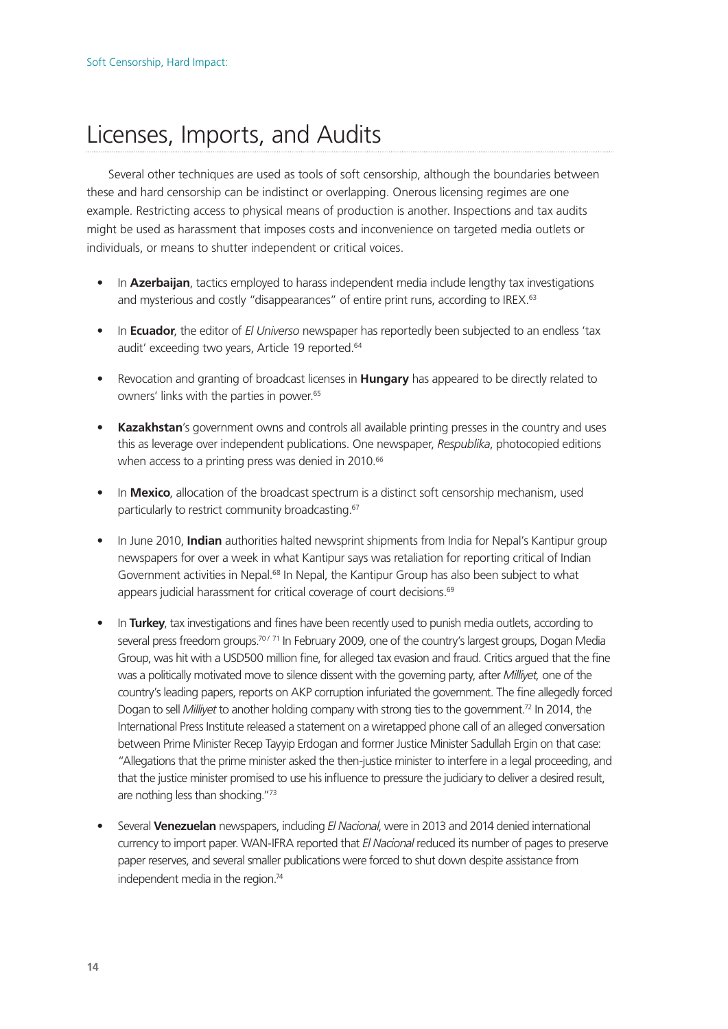## Licenses, Imports, and Audits

Several other techniques are used as tools of soft censorship, although the boundaries between these and hard censorship can be indistinct or overlapping. Onerous licensing regimes are one example. Restricting access to physical means of production is another. Inspections and tax audits might be used as harassment that imposes costs and inconvenience on targeted media outlets or individuals, or means to shutter independent or critical voices.

- In **Azerbaijan**, tactics employed to harass independent media include lengthy tax investigations and mysterious and costly "disappearances" of entire print runs, according to IREX.[63]
- In **Ecuador**, the editor of *El Universo* newspaper has reportedly been subjected to an endless 'tax audit' exceeding two years, Article 19 reported.[64]
- Revocation and granting of broadcast licenses in **Hungary** has appeared to be directly related to owners' links with the parties in power.[65]
- **Kazakhstan**'s government owns and controls all available printing presses in the country and uses this as leverage over independent publications. One newspaper, *Respublika*, photocopied editions when access to a printing press was denied in 2010.[66]
- In **Mexico**, allocation of the broadcast spectrum is a distinct soft censorship mechanism, used particularly to restrict community broadcasting.[67]
- In June 2010, **Indian** authorities halted newsprint shipments from India for Nepal's Kantipur group newspapers for over a week in what Kantipur says was retaliation for reporting critical of Indian Government activities in Nepal.[68] In Nepal, the Kantipur Group has also been subject to what appears judicial harassment for critical coverage of court decisions.[69]
- In **Turkey**, tax investigations and fines have been recently used to punish media outlets, according to several press freedom groups.[70 / 71] In February 2009, one of the country's largest groups, Dogan Media Group, was hit with a USD500 million fine, for alleged tax evasion and fraud. Critics argued that the fine was a politically motivated move to silence dissent with the governing party, after *Milliyet,* one of the country's leading papers, reports on AKP corruption infuriated the government. The fine allegedly forced Dogan to sell *Milliyet* to another holding company with strong ties to the government.[72] In 2014, the International Press Institute released a statement on a wiretapped phone call of an alleged conversation between Prime Minister Recep Tayyip Erdogan and former Justice Minister Sadullah Ergin on that case: "Allegations that the prime minister asked the then-justice minister to interfere in a legal proceeding, and that the justice minister promised to use his influence to pressure the judiciary to deliver a desired result, are nothing less than shocking."[73]
- Several **Venezuelan** newspapers, including *El Nacional*, were in 2013 and 2014 denied international currency to import paper. WAN-IFRA reported that *El Nacional* reduced its number of pages to preserve paper reserves, and several smaller publications were forced to shut down despite assistance from independent media in the region.[74]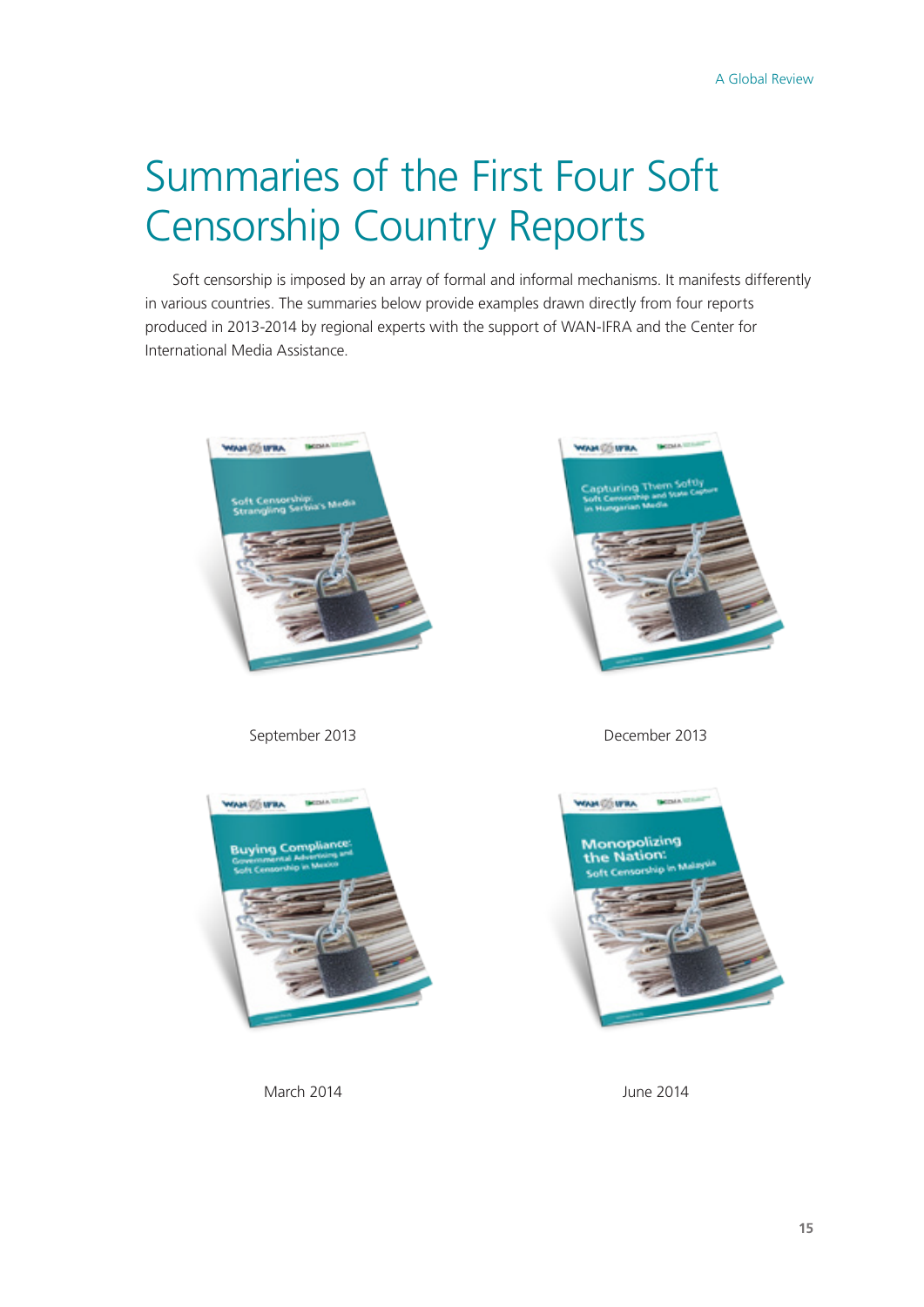# Summaries of the First Four Soft Censorship Country Reports

Soft censorship is imposed by an array of formal and informal mechanisms. It manifests differently in various countries. The summaries below provide examples drawn directly from four reports produced in 2013-2014 by regional experts with the support of WAN-IFRA and the Center for International Media Assistance.

September 2013

December 2013

March 2014

June 2014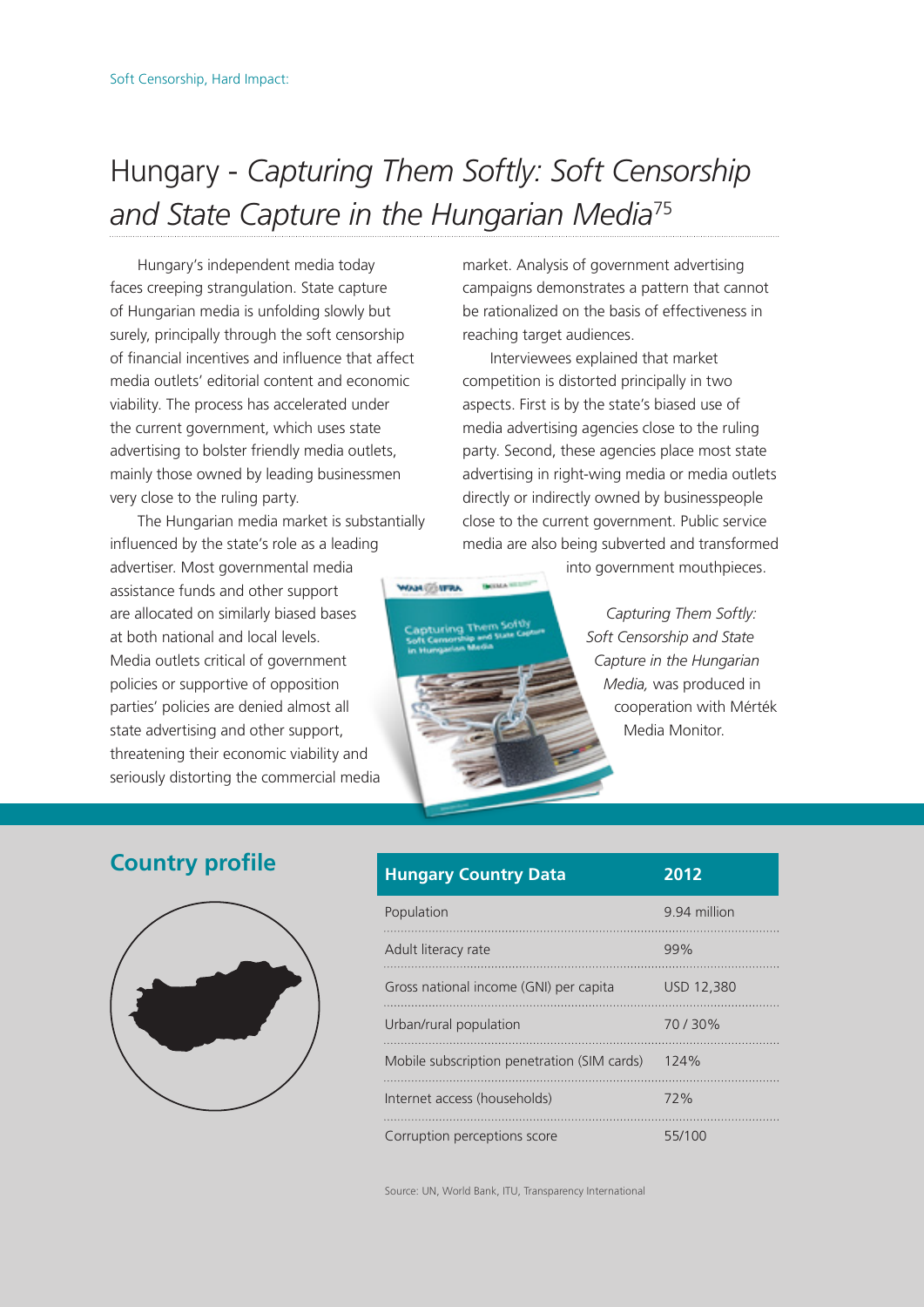# Hungary - *Capturing Them Softly: Soft Censorship and State Capture in the Hungarian Media*[75]

Hungary's independent media today faces creeping strangulation. State capture of Hungarian media is unfolding slowly but surely, principally through the soft censorship of financial incentives and influence that affect media outlets' editorial content and economic viability. The process has accelerated under the current government, which uses state advertising to bolster friendly media outlets, mainly those owned by leading businessmen very close to the ruling party.

The Hungarian media market is substantially influenced by the state's role as a leading advertiser. Most governmental media assistance funds and other support are allocated on similarly biased bases at both national and local levels. Media outlets critical of government policies or supportive of opposition parties' policies are denied almost all state advertising and other support, threatening their economic viability and seriously distorting the commercial media market. Analysis of government advertising campaigns demonstrates a pattern that cannot be rationalized on the basis of effectiveness in reaching target audiences.

Interviewees explained that market competition is distorted principally in two aspects. First is by the state's biased use of media advertising agencies close to the ruling party. Second, these agencies place most state advertising in right-wing media or media outlets directly or indirectly owned by businesspeople close to the current government. Public service media are also being subverted and transformed into government mouthpieces.

*Capturing Them Softly: Soft Censorship and State Capture in the Hungarian Media,* was produced in cooperation with Mérték Media Monitor.

## Country profile

| Hungary Country Data | 2012 |
|---|---|
| Population | 9.94 million |
| Adult literacy rate | 99% |
| Gross national income (GNI) per capita | USD 12,380 |
| Urban/rural population | 70 / 30% |
| Mobile subscription penetration (SIM cards) | 124% |
| Internet access (households) | 72% |
| Corruption perceptions score | 55/100 |

Source: UN, World Bank, ITU, Transparency International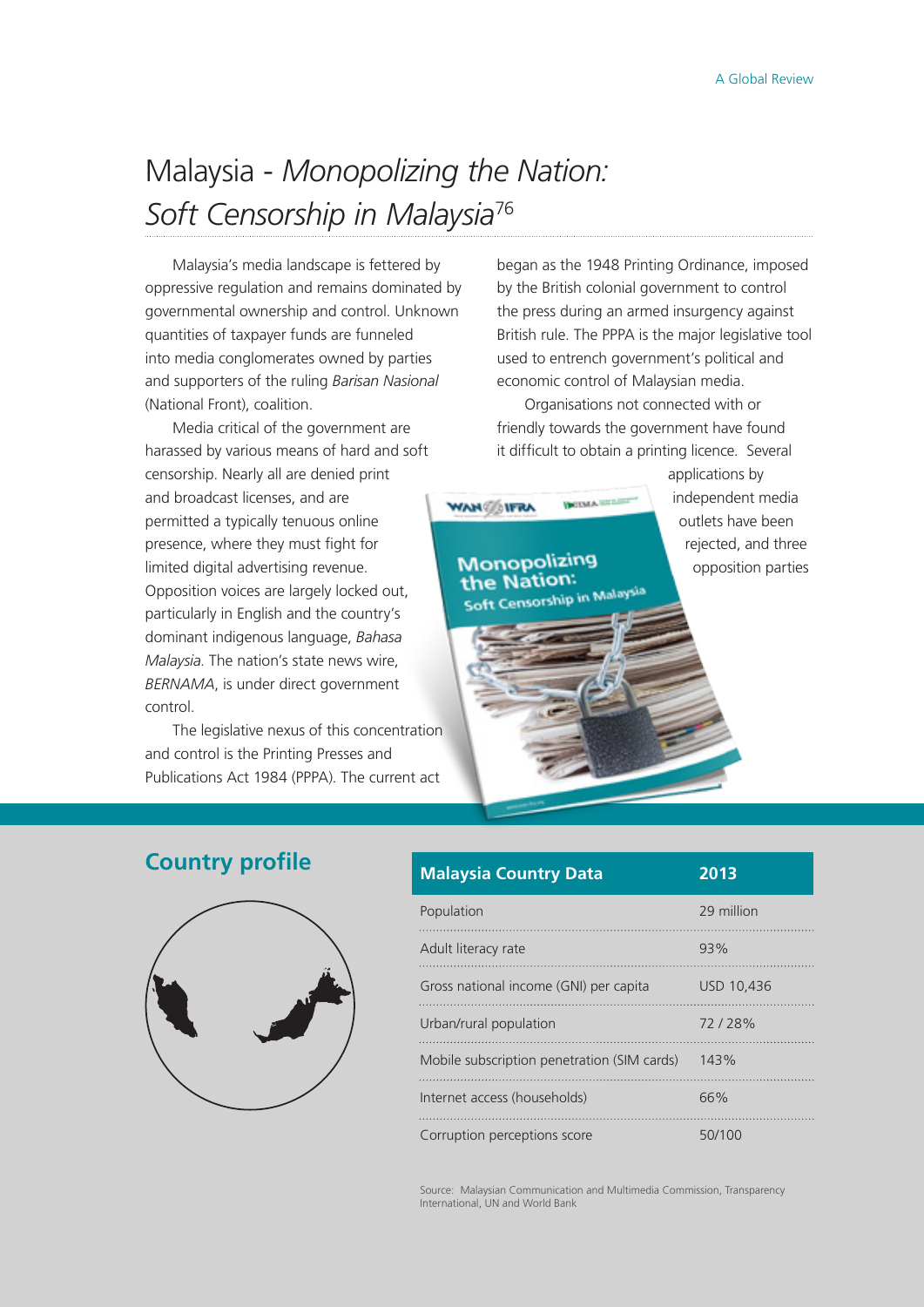# Malaysia - *Monopolizing the Nation: Soft Censorship in Malaysia*[76]

Malaysia's media landscape is fettered by oppressive regulation and remains dominated by governmental ownership and control. Unknown quantities of taxpayer funds are funneled into media conglomerates owned by parties and supporters of the ruling *Barisan Nasional* (National Front), coalition.

Media critical of the government are harassed by various means of hard and soft censorship. Nearly all are denied print and broadcast licenses, and are permitted a typically tenuous online presence, where they must fight for limited digital advertising revenue. Opposition voices are largely locked out, particularly in English and the country's dominant indigenous language, *Bahasa Malaysia*. The nation's state news wire, *BERNAMA*, is under direct government control.

The legislative nexus of this concentration and control is the Printing Presses and Publications Act 1984 (PPPA). The current act began as the 1948 Printing Ordinance, imposed by the British colonial government to control the press during an armed insurgency against British rule. The PPPA is the major legislative tool used to entrench government's political and economic control of Malaysian media.

Organisations not connected with or friendly towards the government have found it difficult to obtain a printing licence. Several applications by independent media outlets have been rejected, and three opposition parties

## Country profile

| Malaysia Country Data | 2013 |
| --- | --- |
| Population | 29 million |
| Adult literacy rate | 93% |
| Gross national income (GNI) per capita | USD 10,436 |
| Urban/rural population | 72 / 28% |
| Mobile subscription penetration (SIM cards) | 143% |
| Internet access (households) | 66% |
| Corruption perceptions score | 50/100 |

Source: Malaysian Communication and Multimedia Commission, Transparency International, UN and World Bank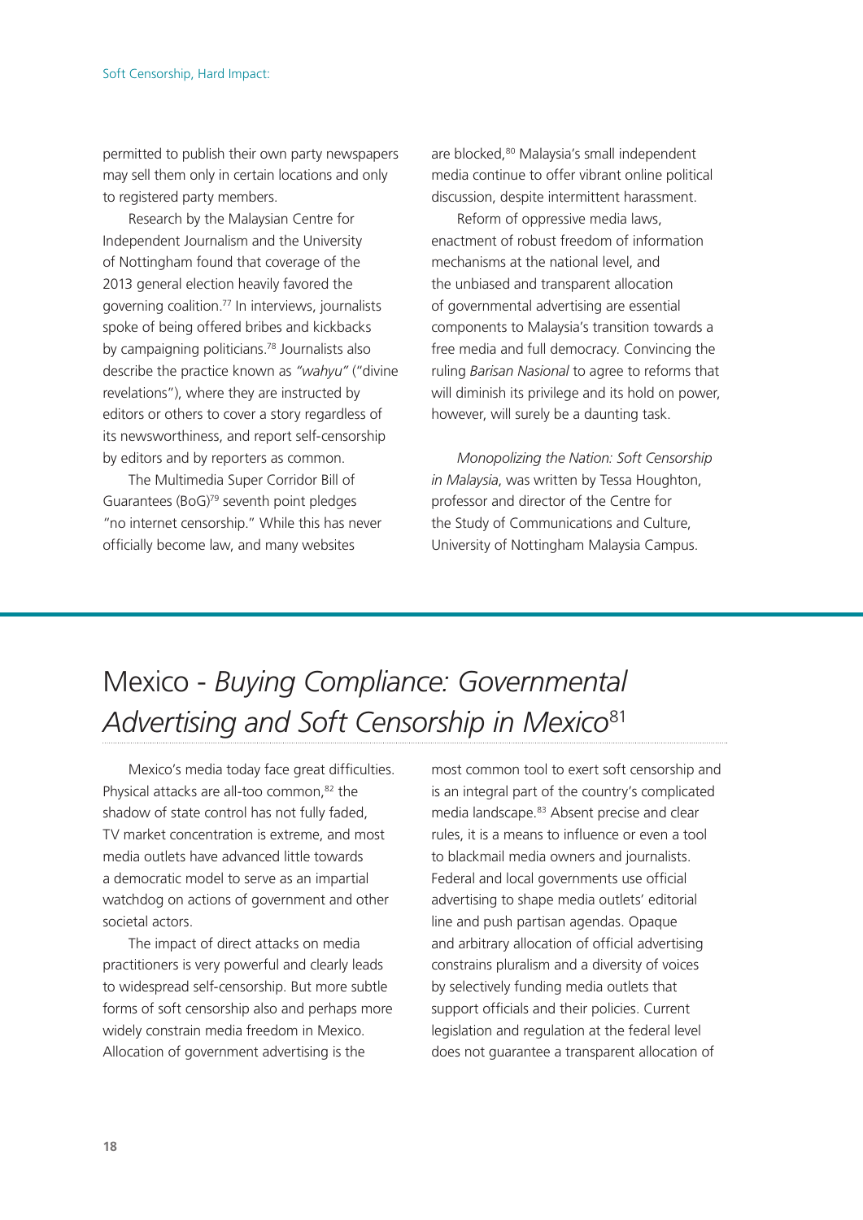permitted to publish their own party newspapers may sell them only in certain locations and only to registered party members.

Research by the Malaysian Centre for Independent Journalism and the University of Nottingham found that coverage of the 2013 general election heavily favored the governing coalition.[77] In interviews, journalists spoke of being offered bribes and kickbacks by campaigning politicians.[78] Journalists also describe the practice known as *"wahyu"* ("divine revelations"), where they are instructed by editors or others to cover a story regardless of its newsworthiness, and report self-censorship by editors and by reporters as common.

The Multimedia Super Corridor Bill of Guarantees (BoG)[79] seventh point pledges "no internet censorship." While this has never officially become law, and many websites are blocked,[80] Malaysia's small independent media continue to offer vibrant online political discussion, despite intermittent harassment.

Reform of oppressive media laws, enactment of robust freedom of information mechanisms at the national level, and the unbiased and transparent allocation of governmental advertising are essential components to Malaysia's transition towards a free media and full democracy. Convincing the ruling *Barisan Nasional* to agree to reforms that will diminish its privilege and its hold on power, however, will surely be a daunting task.

*Monopolizing the Nation: Soft Censorship in Malaysia*, was written by Tessa Houghton, professor and director of the Centre for the Study of Communications and Culture, University of Nottingham Malaysia Campus.

# Mexico - *Buying Compliance: Governmental Advertising and Soft Censorship in Mexico*[81]

Mexico's media today face great difficulties. Physical attacks are all-too common,[82] the shadow of state control has not fully faded, TV market concentration is extreme, and most media outlets have advanced little towards a democratic model to serve as an impartial watchdog on actions of government and other societal actors.

The impact of direct attacks on media practitioners is very powerful and clearly leads to widespread self-censorship. But more subtle forms of soft censorship also and perhaps more widely constrain media freedom in Mexico. Allocation of government advertising is the most common tool to exert soft censorship and is an integral part of the country's complicated media landscape.[83] Absent precise and clear rules, it is a means to influence or even a tool to blackmail media owners and journalists. Federal and local governments use official advertising to shape media outlets' editorial line and push partisan agendas. Opaque and arbitrary allocation of official advertising constrains pluralism and a diversity of voices by selectively funding media outlets that support officials and their policies. Current legislation and regulation at the federal level does not guarantee a transparent allocation of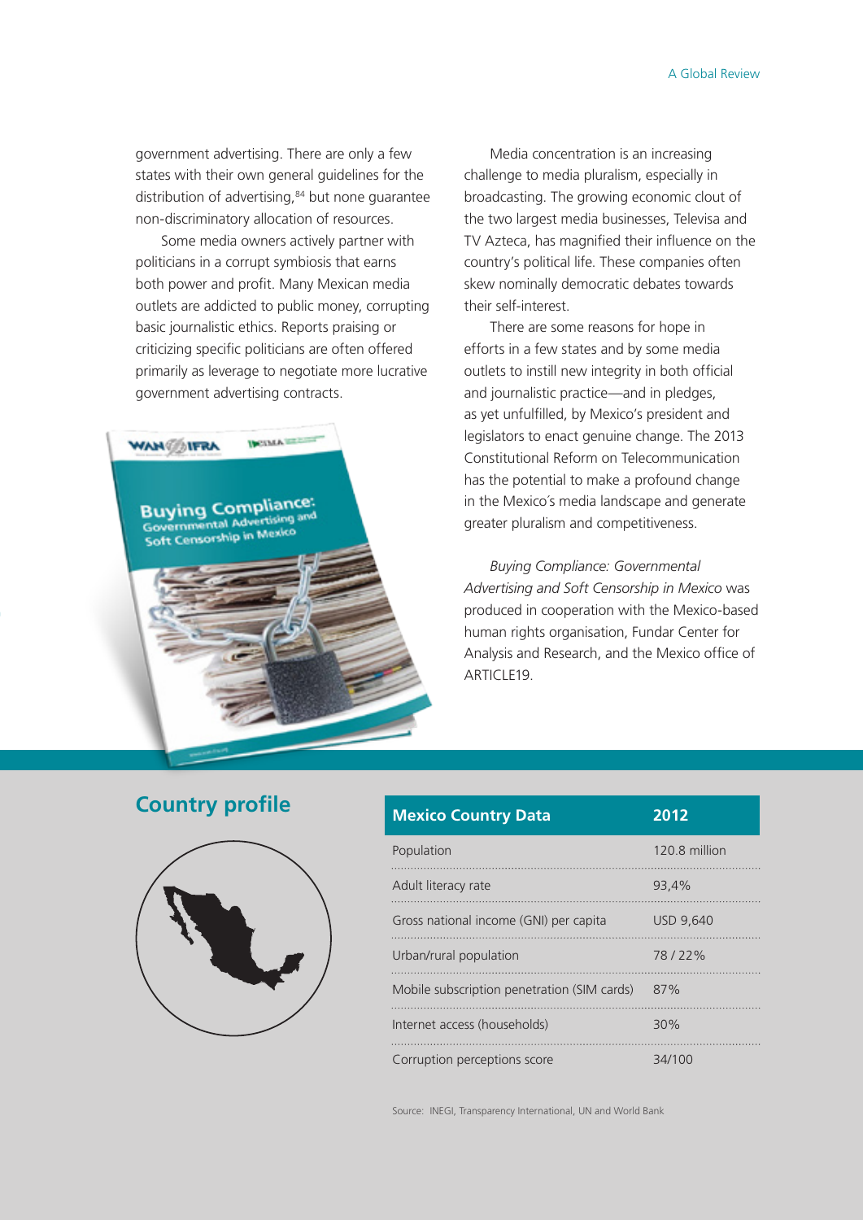government advertising. There are only a few states with their own general guidelines for the distribution of advertising,[84] but none guarantee non-discriminatory allocation of resources.

Some media owners actively partner with politicians in a corrupt symbiosis that earns both power and profit. Many Mexican media outlets are addicted to public money, corrupting basic journalistic ethics. Reports praising or criticizing specific politicians are often offered primarily as leverage to negotiate more lucrative government advertising contracts.

Media concentration is an increasing challenge to media pluralism, especially in broadcasting. The growing economic clout of the two largest media businesses, Televisa and TV Azteca, has magnified their influence on the country's political life. These companies often skew nominally democratic debates towards their self-interest.

There are some reasons for hope in efforts in a few states and by some media outlets to instill new integrity in both official and journalistic practice—and in pledges, as yet unfulfilled, by Mexico's president and legislators to enact genuine change. The 2013 Constitutional Reform on Telecommunication has the potential to make a profound change in the Mexico´s media landscape and generate greater pluralism and competitiveness.

*Buying Compliance: Governmental Advertising and Soft Censorship in Mexico* was produced in cooperation with the Mexico-based human rights organisation, Fundar Center for Analysis and Research, and the Mexico office of ARTICLE19.

## Country profile

| Mexico Country Data | 2012 |
|---|---|
| Population | 120.8 million |
| Adult literacy rate | 93,4% |
| Gross national income (GNI) per capita | USD 9,640 |
| Urban/rural population | 78 / 22% |
| Mobile subscription penetration (SIM cards) | 87% |
| Internet access (households) | 30% |
| Corruption perceptions score | 34/100 |

Source: INEGI, Transparency International, UN and World Bank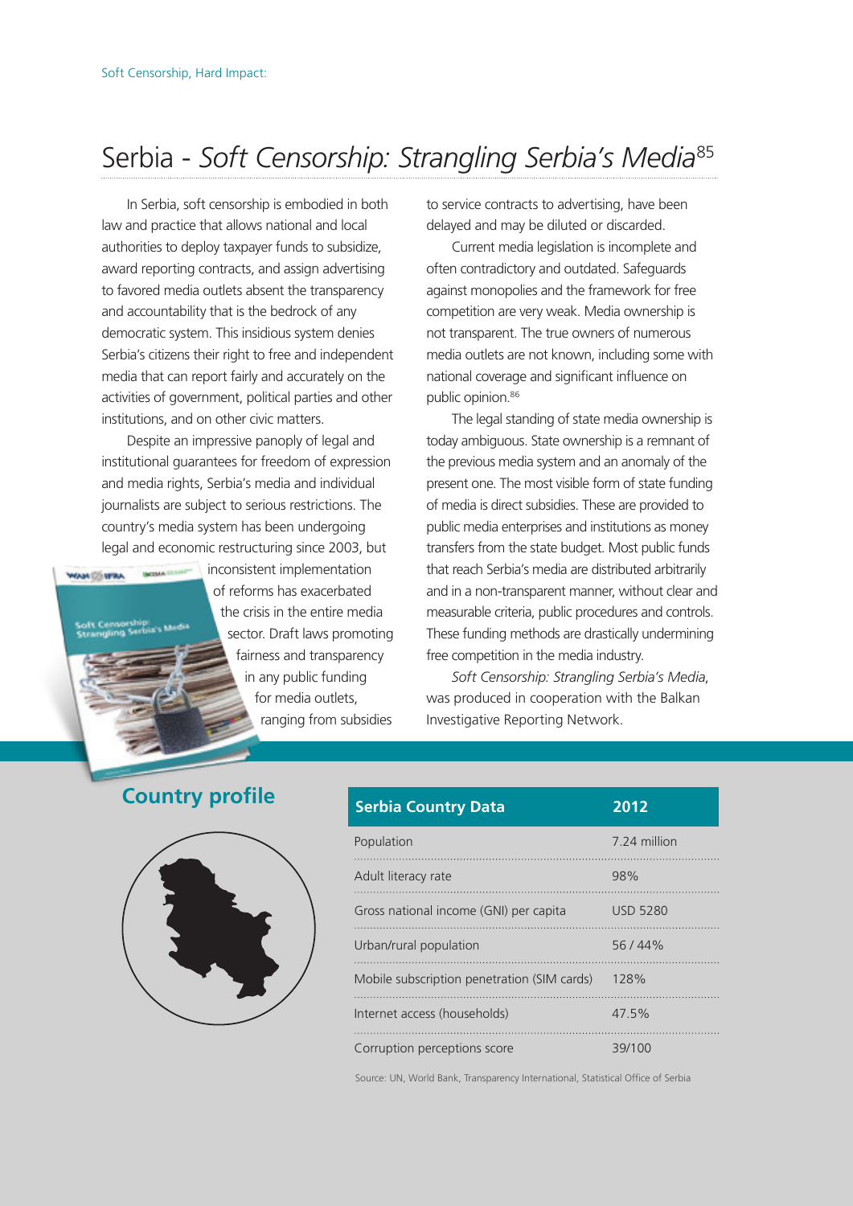# Serbia - *Soft Censorship: Strangling Serbia's Media*[85]

In Serbia, soft censorship is embodied in both law and practice that allows national and local authorities to deploy taxpayer funds to subsidize, award reporting contracts, and assign advertising to favored media outlets absent the transparency and accountability that is the bedrock of any democratic system. This insidious system denies Serbia's citizens their right to free and independent media that can report fairly and accurately on the activities of government, political parties and other institutions, and on other civic matters.

Despite an impressive panoply of legal and institutional guarantees for freedom of expression and media rights, Serbia's media and individual journalists are subject to serious restrictions. The country's media system has been undergoing legal and economic restructuring since 2003, but inconsistent implementation of reforms has exacerbated the crisis in the entire media sector. Draft laws promoting fairness and transparency in any public funding for media outlets, ranging from subsidies to service contracts to advertising, have been delayed and may be diluted or discarded.

Current media legislation is incomplete and often contradictory and outdated. Safeguards against monopolies and the framework for free competition are very weak. Media ownership is not transparent. The true owners of numerous media outlets are not known, including some with national coverage and significant influence on public opinion.[86]

The legal standing of state media ownership is today ambiguous. State ownership is a remnant of the previous media system and an anomaly of the present one. The most visible form of state funding of media is direct subsidies. These are provided to public media enterprises and institutions as money transfers from the state budget. Most public funds that reach Serbia's media are distributed arbitrarily and in a non-transparent manner, without clear and measurable criteria, public procedures and controls. These funding methods are drastically undermining free competition in the media industry.

*Soft Censorship: Strangling Serbia's Media*, was produced in cooperation with the Balkan Investigative Reporting Network.

## Country profile

| Serbia Country Data | 2012 |
|---|---|
| Population | 7.24 million |
| Adult literacy rate | 98% |
| Gross national income (GNI) per capita | USD 5280 |
| Urban/rural population | 56 / 44% |
| Mobile subscription penetration (SIM cards) | 128% |
| Internet access (households) | 47.5% |
| Corruption perceptions score | 39/100 |

Source: UN, World Bank, Transparency International, Statistical Office of Serbia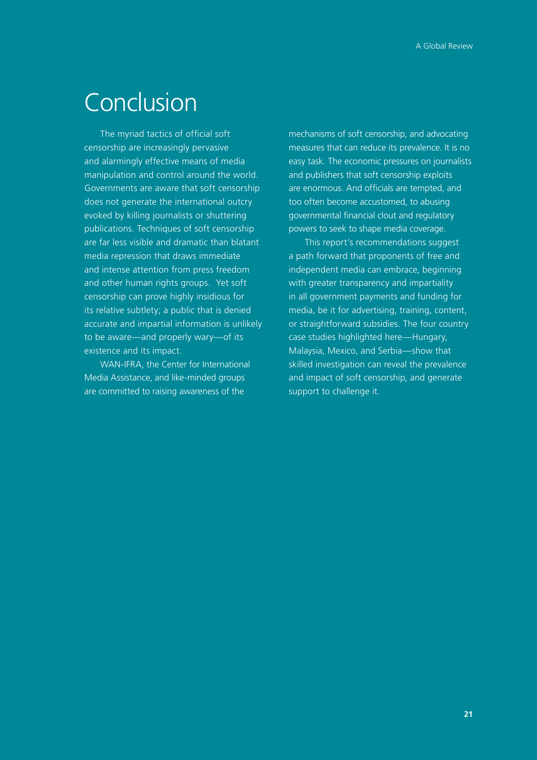# Conclusion

The myriad tactics of official soft censorship are increasingly pervasive and alarmingly effective means of media manipulation and control around the world. Governments are aware that soft censorship does not generate the international outcry evoked by killing journalists or shuttering publications. Techniques of soft censorship are far less visible and dramatic than blatant media repression that draws immediate and intense attention from press freedom and other human rights groups. Yet soft censorship can prove highly insidious for its relative subtlety; a public that is denied accurate and impartial information is unlikely to be aware—and properly wary—of its existence and its impact.

WAN-IFRA, the Center for International Media Assistance, and like-minded groups are committed to raising awareness of the mechanisms of soft censorship, and advocating measures that can reduce its prevalence. It is no easy task. The economic pressures on journalists and publishers that soft censorship exploits are enormous. And officials are tempted, and too often become accustomed, to abusing governmental financial clout and regulatory powers to seek to shape media coverage.

This report's recommendations suggest a path forward that proponents of free and independent media can embrace, beginning with greater transparency and impartiality in all government payments and funding for media, be it for advertising, training, content, or straightforward subsidies. The four country case studies highlighted here—Hungary, Malaysia, Mexico, and Serbia—show that skilled investigation can reveal the prevalence and impact of soft censorship, and generate support to challenge it.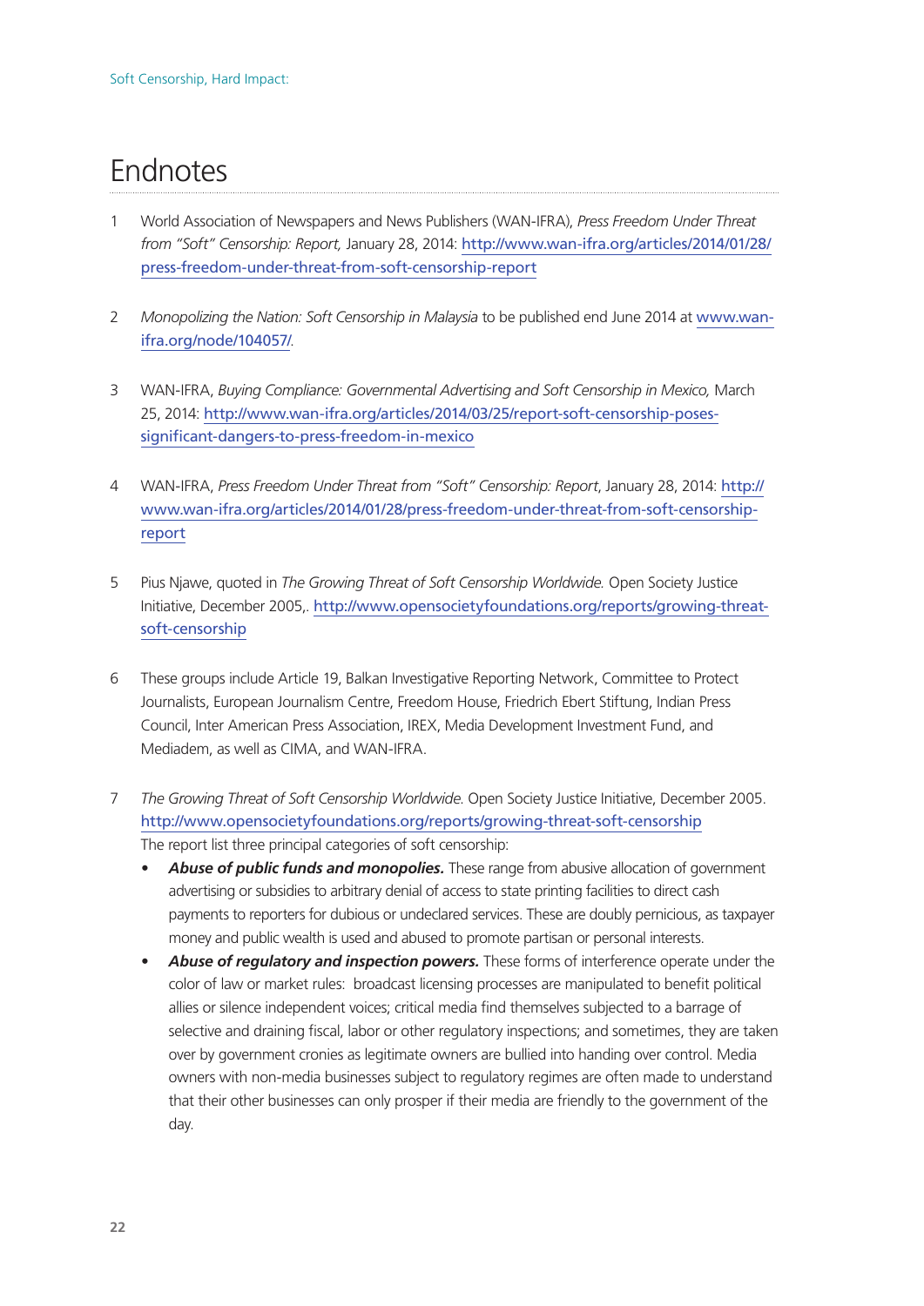# Endnotes

1. World Association of Newspapers and News Publishers (WAN-IFRA), *Press Freedom Under Threat from "Soft" Censorship: Report,* January 28, 2014: http://www.wan-ifra.org/articles/2014/01/28/press-freedom-under-threat-from-soft-censorship-report

2. *Monopolizing the Nation: Soft Censorship in Malaysia* to be published end June 2014 at www.wan-ifra.org/node/104057/.

3. WAN-IFRA, *Buying Compliance: Governmental Advertising and Soft Censorship in Mexico,* March 25, 2014: http://www.wan-ifra.org/articles/2014/03/25/report-soft-censorship-poses-significant-dangers-to-press-freedom-in-mexico

4. WAN-IFRA, *Press Freedom Under Threat from "Soft" Censorship: Report*, January 28, 2014: http://www.wan-ifra.org/articles/2014/01/28/press-freedom-under-threat-from-soft-censorship-report

5. Pius Njawe, quoted in *The Growing Threat of Soft Censorship Worldwide.* Open Society Justice Initiative, December 2005,. http://www.opensocietyfoundations.org/reports/growing-threat-soft-censorship

6. These groups include Article 19, Balkan Investigative Reporting Network, Committee to Protect Journalists, European Journalism Centre, Freedom House, Friedrich Ebert Stiftung, Indian Press Council, Inter American Press Association, IREX, Media Development Investment Fund, and Mediadem, as well as CIMA, and WAN-IFRA.

7. *The Growing Threat of Soft Censorship Worldwide.* Open Society Justice Initiative, December 2005. http://www.opensocietyfoundations.org/reports/growing-threat-soft-censorship
   The report list three principal categories of soft censorship:
   - ***Abuse of public funds and monopolies.*** These range from abusive allocation of government advertising or subsidies to arbitrary denial of access to state printing facilities to direct cash payments to reporters for dubious or undeclared services. These are doubly pernicious, as taxpayer money and public wealth is used and abused to promote partisan or personal interests.
   - ***Abuse of regulatory and inspection powers.*** These forms of interference operate under the color of law or market rules: broadcast licensing processes are manipulated to benefit political allies or silence independent voices; critical media find themselves subjected to a barrage of selective and draining fiscal, labor or other regulatory inspections; and sometimes, they are taken over by government cronies as legitimate owners are bullied into handing over control. Media owners with non-media businesses subject to regulatory regimes are often made to understand that their other businesses can only prosper if their media are friendly to the government of the day.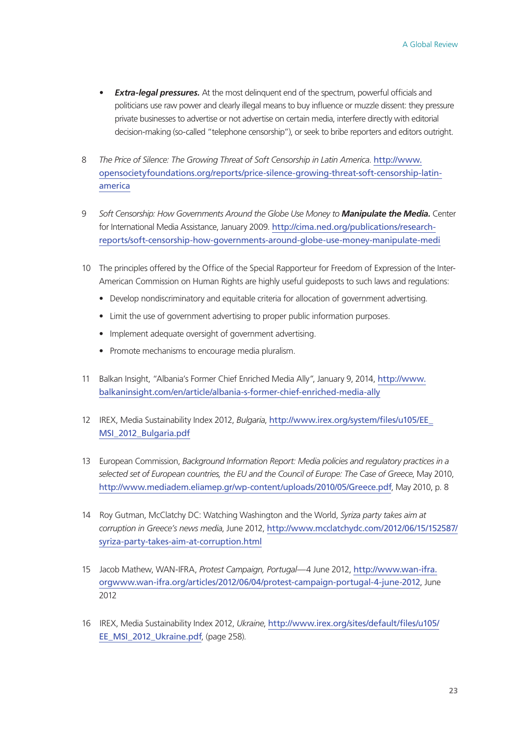- ***Extra-legal pressures.*** At the most delinquent end of the spectrum, powerful officials and politicians use raw power and clearly illegal means to buy influence or muzzle dissent: they pressure private businesses to advertise or not advertise on certain media, interfere directly with editorial decision-making (so-called "telephone censorship"), or seek to bribe reporters and editors outright.

8 *The Price of Silence: The Growing Threat of Soft Censorship in Latin America.* http://www.opensocietyfoundations.org/reports/price-silence-growing-threat-soft-censorship-latin-america

9 *Soft Censorship: How Governments Around the Globe Use Money to* ***Manipulate the Media.*** Center for International Media Assistance, January 2009. http://cima.ned.org/publications/research-reports/soft-censorship-how-governments-around-globe-use-money-manipulate-medi

10 The principles offered by the Office of the Special Rapporteur for Freedom of Expression of the Inter-American Commission on Human Rights are highly useful guideposts to such laws and regulations:

- Develop nondiscriminatory and equitable criteria for allocation of government advertising.
- Limit the use of government advertising to proper public information purposes.
- Implement adequate oversight of government advertising.
- Promote mechanisms to encourage media pluralism.

11 Balkan Insight, "Albania's Former Chief Enriched Media Ally", January 9, 2014, http://www.balkaninsight.com/en/article/albania-s-former-chief-enriched-media-ally

12 IREX, Media Sustainability Index 2012, *Bulgaria*, http://www.irex.org/system/files/u105/EE_MSI_2012_Bulgaria.pdf

13 European Commission, *Background Information Report: Media policies and regulatory practices in a selected set of European countries, the EU and the Council of Europe: The Case of Greece*, May 2010, http://www.mediadem.eliamep.gr/wp-content/uploads/2010/05/Greece.pdf, May 2010, p. 8

14 Roy Gutman, McClatchy DC: Watching Washington and the World, *Syriza party takes aim at corruption in Greece's news media*, June 2012, http://www.mcclatchydc.com/2012/06/15/152587/syriza-party-takes-aim-at-corruption.html

15 Jacob Mathew, WAN-IFRA, *Protest Campaign, Portugal*—4 June 2012, http://www.wan-ifra.orgwww.wan-ifra.org/articles/2012/06/04/protest-campaign-portugal-4-june-2012, June 2012

16 IREX, Media Sustainability Index 2012, *Ukraine*, http://www.irex.org/sites/default/files/u105/EE_MSI_2012_Ukraine.pdf, (page 258).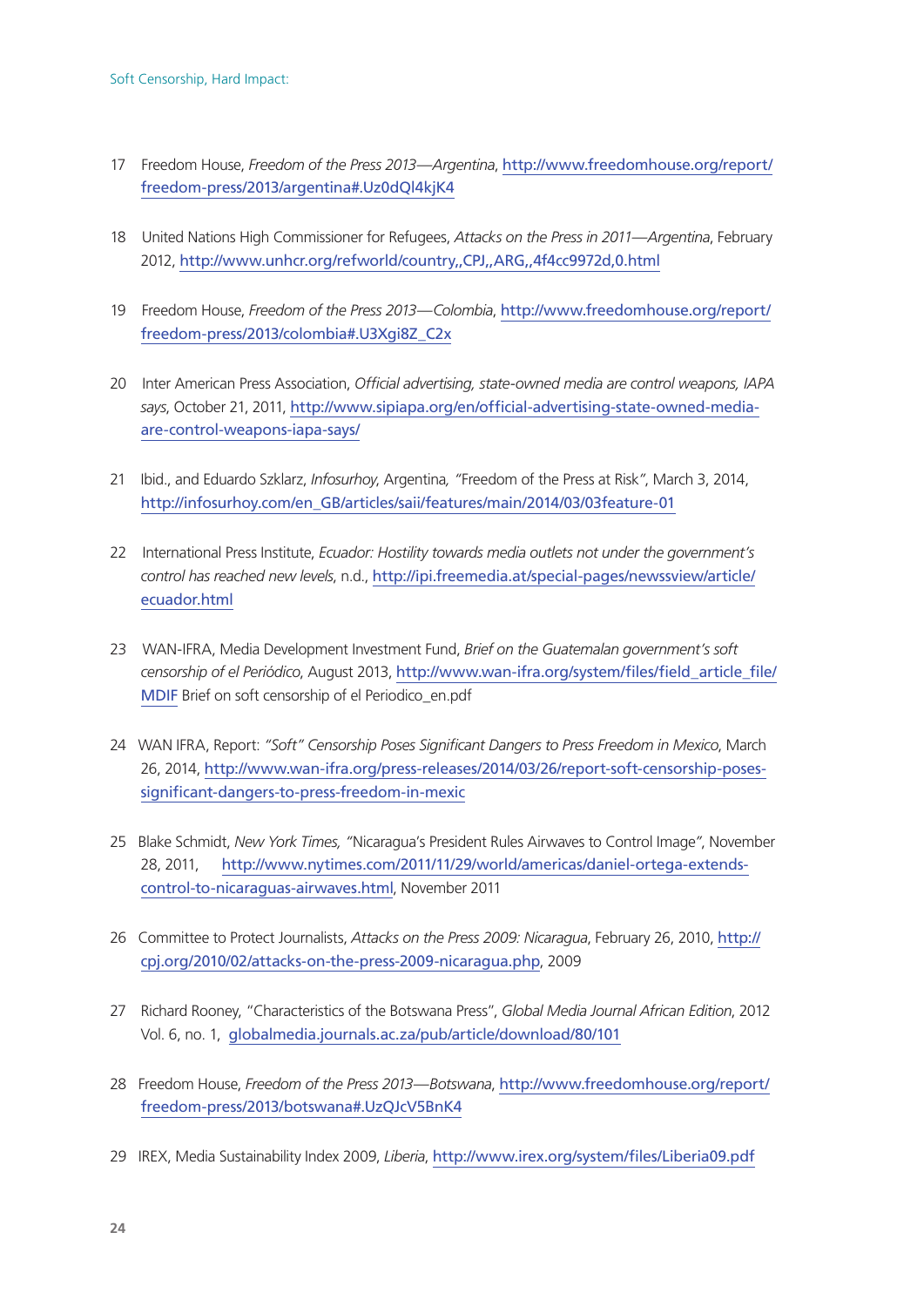17 Freedom House, *Freedom of the Press 2013—Argentina*, http://www.freedomhouse.org/report/freedom-press/2013/argentina#.Uz0dQl4kjK4

18 United Nations High Commissioner for Refugees, *Attacks on the Press in 2011—Argentina*, February 2012, http://www.unhcr.org/refworld/country,,CPJ,,ARG,,4f4cc9972d,0.html

19 Freedom House, *Freedom of the Press 2013—Colombia*, http://www.freedomhouse.org/report/freedom-press/2013/colombia#.U3Xgi8Z_C2x

20 Inter American Press Association, *Official advertising, state-owned media are control weapons, IAPA says*, October 21, 2011, http://www.sipiapa.org/en/official-advertising-state-owned-media-are-control-weapons-iapa-says/

21 Ibid., and Eduardo Szklarz, *Infosurhoy*, Argentina, "Freedom of the Press at Risk", March 3, 2014, http://infosurhoy.com/en_GB/articles/saii/features/main/2014/03/03feature-01

22 International Press Institute, *Ecuador: Hostility towards media outlets not under the government's control has reached new levels*, n.d., http://ipi.freemedia.at/special-pages/newssview/article/ecuador.html

23 WAN-IFRA, Media Development Investment Fund, *Brief on the Guatemalan government's soft censorship of el Periódico*, August 2013, http://www.wan-ifra.org/system/files/field_article_file/MDIF Brief on soft censorship of el Periodico_en.pdf

24 WAN IFRA, Report: *"Soft" Censorship Poses Significant Dangers to Press Freedom in Mexico*, March 26, 2014, http://www.wan-ifra.org/press-releases/2014/03/26/report-soft-censorship-poses-significant-dangers-to-press-freedom-in-mexic

25 Blake Schmidt, *New York Times,* "Nicaragua's President Rules Airwaves to Control Image", November 28, 2011, http://www.nytimes.com/2011/11/29/world/americas/daniel-ortega-extends-control-to-nicaraguas-airwaves.html, November 2011

26 Committee to Protect Journalists, *Attacks on the Press 2009: Nicaragua*, February 26, 2010, http://cpj.org/2010/02/attacks-on-the-press-2009-nicaragua.php, 2009

27 Richard Rooney, "Characteristics of the Botswana Press", *Global Media Journal African Edition*, 2012 Vol. 6, no. 1, globalmedia.journals.ac.za/pub/article/download/80/101

28 Freedom House, *Freedom of the Press 2013—Botswana*, http://www.freedomhouse.org/report/freedom-press/2013/botswana#.UzQJcV5BnK4

29 IREX, Media Sustainability Index 2009, *Liberia*, http://www.irex.org/system/files/Liberia09.pdf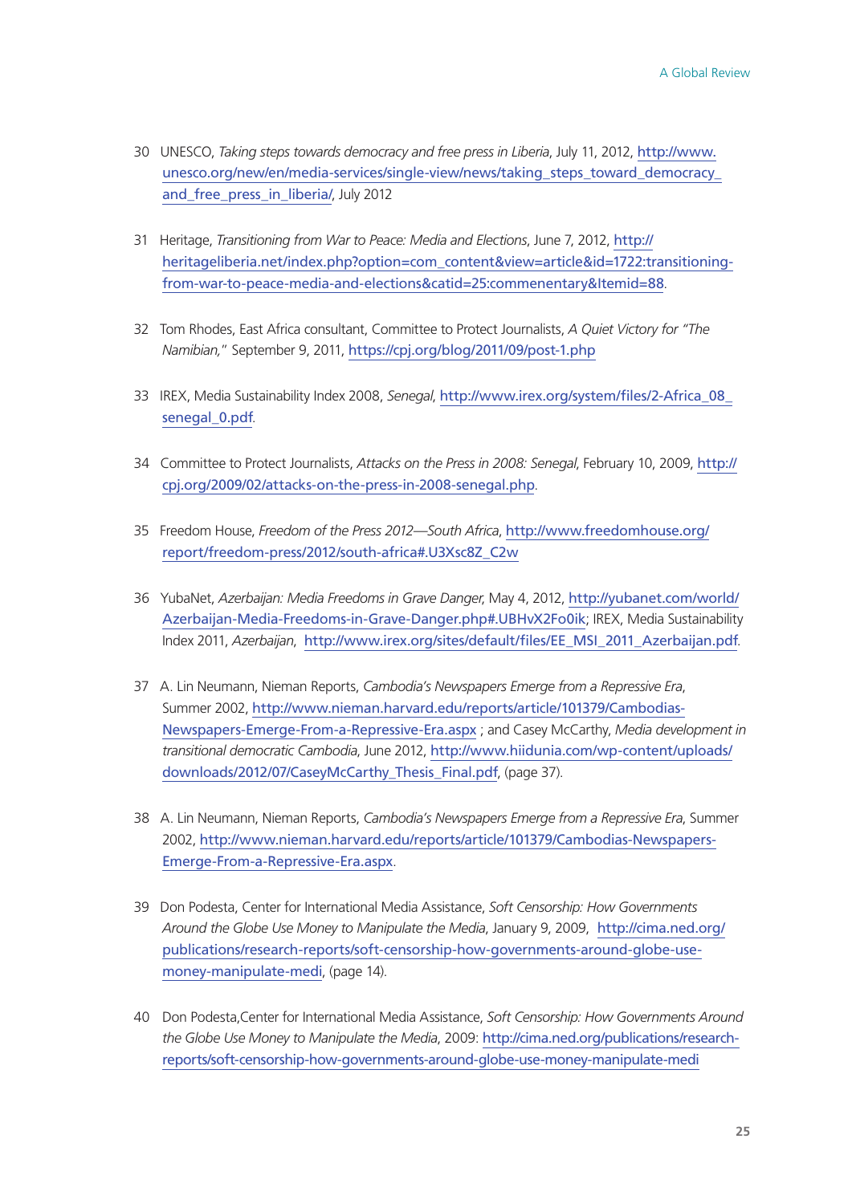30 UNESCO, *Taking steps towards democracy and free press in Liberia*, July 11, 2012, http://www.unesco.org/new/en/media-services/single-view/news/taking_steps_toward_democracy_and_free_press_in_liberia/, July 2012

31 Heritage, *Transitioning from War to Peace: Media and Elections*, June 7, 2012, http://heritageliberia.net/index.php?option=com_content&view=article&id=1722:transitioning-from-war-to-peace-media-and-elections&catid=25:commenentary&Itemid=88.

32 Tom Rhodes, East Africa consultant, Committee to Protect Journalists, *A Quiet Victory for "The Namibian,"* September 9, 2011, https://cpj.org/blog/2011/09/post-1.php

33 IREX, Media Sustainability Index 2008, *Senegal*, http://www.irex.org/system/files/2-Africa_08_senegal_0.pdf.

34 Committee to Protect Journalists, *Attacks on the Press in 2008: Senegal*, February 10, 2009, http://cpj.org/2009/02/attacks-on-the-press-in-2008-senegal.php.

35 Freedom House, *Freedom of the Press 2012—South Africa*, http://www.freedomhouse.org/report/freedom-press/2012/south-africa#.U3Xsc8Z_C2w

36 YubaNet, *Azerbaijan: Media Freedoms in Grave Danger*, May 4, 2012, http://yubanet.com/world/Azerbaijan-Media-Freedoms-in-Grave-Danger.php#.UBHvX2Fo0ik; IREX, Media Sustainability Index 2011, *Azerbaijan*, http://www.irex.org/sites/default/files/EE_MSI_2011_Azerbaijan.pdf.

37 A. Lin Neumann, Nieman Reports, *Cambodia's Newspapers Emerge from a Repressive Era*, Summer 2002, http://www.nieman.harvard.edu/reports/article/101379/Cambodias-Newspapers-Emerge-From-a-Repressive-Era.aspx ; and Casey McCarthy, *Media development in transitional democratic Cambodia*, June 2012, http://www.hiidunia.com/wp-content/uploads/downloads/2012/07/CaseyMcCarthy_Thesis_Final.pdf, (page 37).

38 A. Lin Neumann, Nieman Reports, *Cambodia's Newspapers Emerge from a Repressive Era*, Summer 2002, http://www.nieman.harvard.edu/reports/article/101379/Cambodias-Newspapers-Emerge-From-a-Repressive-Era.aspx.

39 Don Podesta, Center for International Media Assistance, *Soft Censorship: How Governments Around the Globe Use Money to Manipulate the Media*, January 9, 2009, http://cima.ned.org/publications/research-reports/soft-censorship-how-governments-around-globe-use-money-manipulate-medi, (page 14).

40 Don Podesta,Center for International Media Assistance, *Soft Censorship: How Governments Around the Globe Use Money to Manipulate the Media*, 2009: http://cima.ned.org/publications/research-reports/soft-censorship-how-governments-around-globe-use-money-manipulate-medi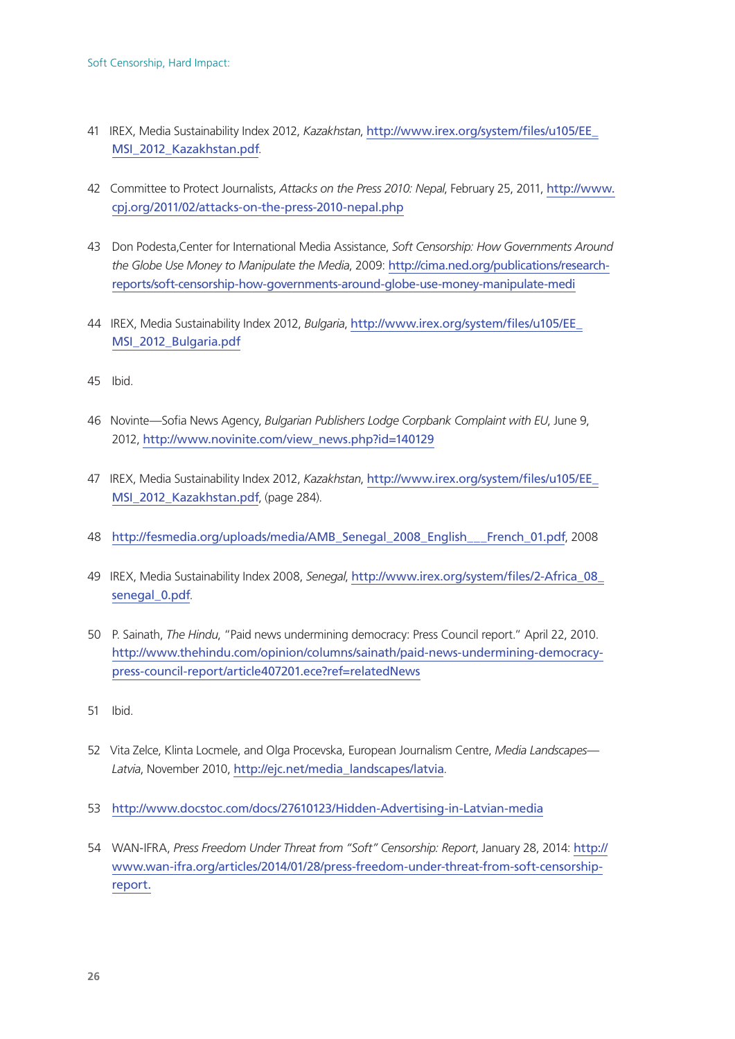41 IREX, Media Sustainability Index 2012, *Kazakhstan*, http://www.irex.org/system/files/u105/EE_MSI_2012_Kazakhstan.pdf.

42 Committee to Protect Journalists, *Attacks on the Press 2010: Nepal*, February 25, 2011, http://www.cpj.org/2011/02/attacks-on-the-press-2010-nepal.php

43 Don Podesta,Center for International Media Assistance, *Soft Censorship: How Governments Around the Globe Use Money to Manipulate the Media*, 2009: http://cima.ned.org/publications/research-reports/soft-censorship-how-governments-around-globe-use-money-manipulate-medi

44 IREX, Media Sustainability Index 2012, *Bulgaria*, http://www.irex.org/system/files/u105/EE_MSI_2012_Bulgaria.pdf

45 Ibid.

46 Novinte—Sofia News Agency, *Bulgarian Publishers Lodge Corpbank Complaint with EU*, June 9, 2012, http://www.novinite.com/view_news.php?id=140129

47 IREX, Media Sustainability Index 2012, *Kazakhstan*, http://www.irex.org/system/files/u105/EE_MSI_2012_Kazakhstan.pdf, (page 284).

48 http://fesmedia.org/uploads/media/AMB_Senegal_2008_English___French_01.pdf, 2008

49 IREX, Media Sustainability Index 2008, *Senegal*, http://www.irex.org/system/files/2-Africa_08_senegal_0.pdf.

50 P. Sainath, *The Hindu*, "Paid news undermining democracy: Press Council report." April 22, 2010. http://www.thehindu.com/opinion/columns/sainath/paid-news-undermining-democracy-press-council-report/article407201.ece?ref=relatedNews

51 Ibid.

52 Vita Zelce, Klinta Locmele, and Olga Procevska, European Journalism Centre, *Media Landscapes—Latvia*, November 2010, http://ejc.net/media_landscapes/latvia.

53 http://www.docstoc.com/docs/27610123/Hidden-Advertising-in-Latvian-media

54 WAN-IFRA, *Press Freedom Under Threat from "Soft" Censorship: Report*, January 28, 2014: http://www.wan-ifra.org/articles/2014/01/28/press-freedom-under-threat-from-soft-censorship-report.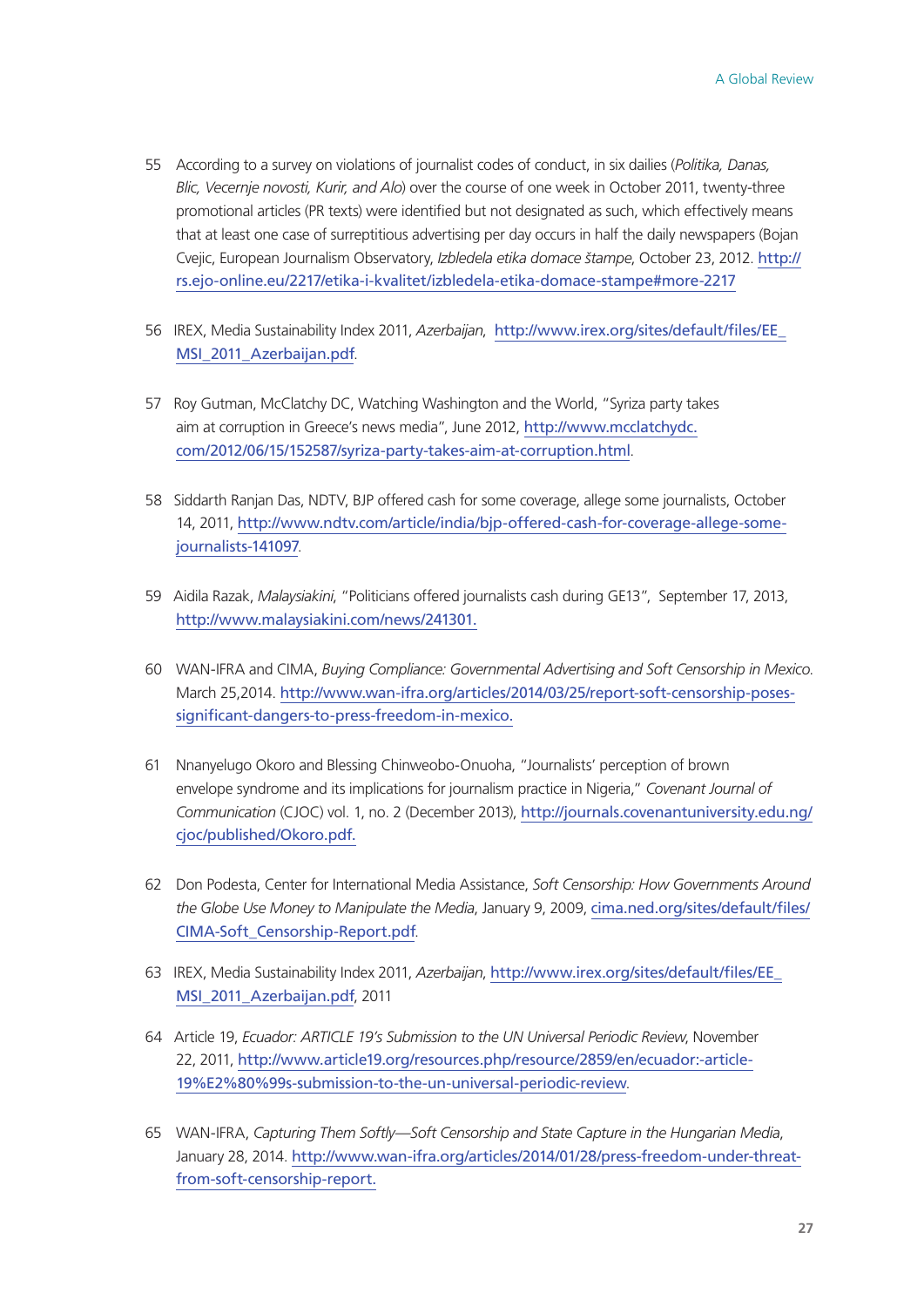55 According to a survey on violations of journalist codes of conduct, in six dailies (*Politika, Danas, Blic, Vecernje novosti, Kurir, and Alo*) over the course of one week in October 2011, twenty-three promotional articles (PR texts) were identified but not designated as such, which effectively means that at least one case of surreptitious advertising per day occurs in half the daily newspapers (Bojan Cvejic, European Journalism Observatory, *Izbledela etika domace štampe*, October 23, 2012. http://rs.ejo-online.eu/2217/etika-i-kvalitet/izbledela-etika-domace-stampe#more-2217

56 IREX, Media Sustainability Index 2011, *Azerbaijan*, http://www.irex.org/sites/default/files/EE_MSI_2011_Azerbaijan.pdf.

57 Roy Gutman, McClatchy DC, Watching Washington and the World, "Syriza party takes aim at corruption in Greece's news media", June 2012, http://www.mcclatchydc.com/2012/06/15/152587/syriza-party-takes-aim-at-corruption.html.

58 Siddarth Ranjan Das, NDTV, BJP offered cash for some coverage, allege some journalists, October 14, 2011, http://www.ndtv.com/article/india/bjp-offered-cash-for-coverage-allege-some-journalists-141097.

59 Aidila Razak, *Malaysiakini*, "Politicians offered journalists cash during GE13", September 17, 2013, http://www.malaysiakini.com/news/241301.

60 WAN-IFRA and CIMA, *Buying Compliance: Governmental Advertising and Soft Censorship in Mexico.* March 25,2014. http://www.wan-ifra.org/articles/2014/03/25/report-soft-censorship-poses-significant-dangers-to-press-freedom-in-mexico.

61 Nnanyelugo Okoro and Blessing Chinweobo-Onuoha, "Journalists' perception of brown envelope syndrome and its implications for journalism practice in Nigeria," *Covenant Journal of Communication* (CJOC) vol. 1, no. 2 (December 2013), http://journals.covenantuniversity.edu.ng/cjoc/published/Okoro.pdf.

62 Don Podesta, Center for International Media Assistance, *Soft Censorship: How Governments Around the Globe Use Money to Manipulate the Media*, January 9, 2009, cima.ned.org/sites/default/files/CIMA-Soft_Censorship-Report.pdf.

63 IREX, Media Sustainability Index 2011, *Azerbaijan*, http://www.irex.org/sites/default/files/EE_MSI_2011_Azerbaijan.pdf, 2011

64 Article 19, *Ecuador: ARTICLE 19's Submission to the UN Universal Periodic Review*, November 22, 2011, http://www.article19.org/resources.php/resource/2859/en/ecuador:-article-19%E2%80%99s-submission-to-the-un-universal-periodic-review.

65 WAN-IFRA, *Capturing Them Softly—Soft Censorship and State Capture in the Hungarian Media*, January 28, 2014. http://www.wan-ifra.org/articles/2014/01/28/press-freedom-under-threat-from-soft-censorship-report.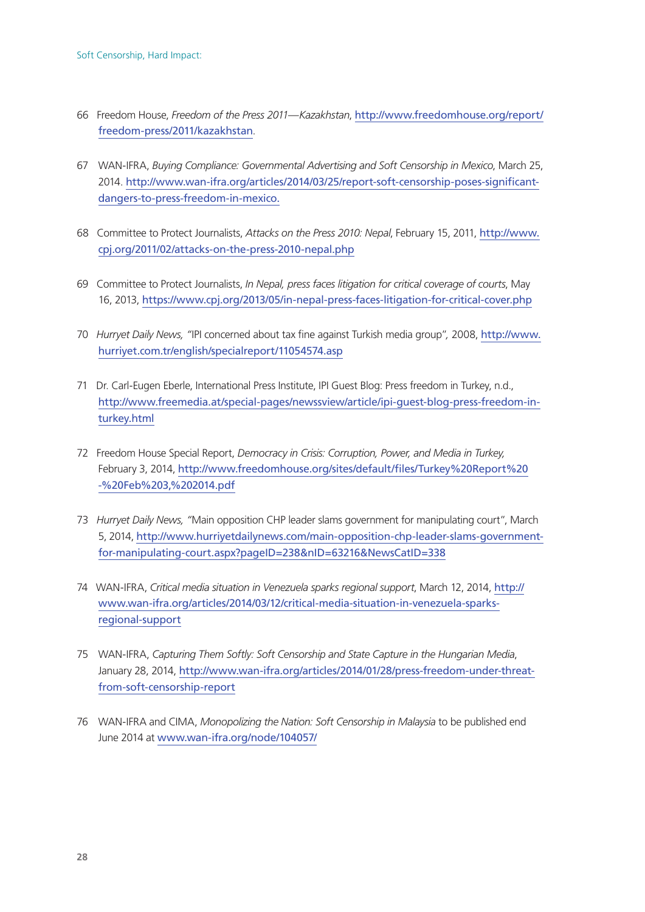66 Freedom House, *Freedom of the Press 2011—Kazakhstan*, http://www.freedomhouse.org/report/freedom-press/2011/kazakhstan.

67 WAN-IFRA, *Buying Compliance: Governmental Advertising and Soft Censorship in Mexico*, March 25, 2014. http://www.wan-ifra.org/articles/2014/03/25/report-soft-censorship-poses-significant-dangers-to-press-freedom-in-mexico.

68 Committee to Protect Journalists, *Attacks on the Press 2010: Nepal*, February 15, 2011, http://www.cpj.org/2011/02/attacks-on-the-press-2010-nepal.php

69 Committee to Protect Journalists, *In Nepal, press faces litigation for critical coverage of courts*, May 16, 2013, https://www.cpj.org/2013/05/in-nepal-press-faces-litigation-for-critical-cover.php

70 *Hurryet Daily News, "*IPI concerned about tax fine against Turkish media group*",* 2008, http://www.hurriyet.com.tr/english/specialreport/11054574.asp

71 Dr. Carl-Eugen Eberle, International Press Institute, IPI Guest Blog: Press freedom in Turkey, n.d., http://www.freemedia.at/special-pages/newssview/article/ipi-guest-blog-press-freedom-in-turkey.html

72 Freedom House Special Report, *Democracy in Crisis: Corruption, Power, and Media in Turkey,* February 3, 2014, http://www.freedomhouse.org/sites/default/files/Turkey%20Report%20-%20Feb%203,%202014.pdf

73 *Hurryet Daily News, "*Main opposition CHP leader slams government for manipulating court", March 5, 2014, http://www.hurriyetdailynews.com/main-opposition-chp-leader-slams-government-for-manipulating-court.aspx?pageID=238&nID=63216&NewsCatID=338

74 WAN-IFRA, *Critical media situation in Venezuela sparks regional support*, March 12, 2014, http://www.wan-ifra.org/articles/2014/03/12/critical-media-situation-in-venezuela-sparks-regional-support

75 WAN-IFRA, *Capturing Them Softly: Soft Censorship and State Capture in the Hungarian Media*, January 28, 2014, http://www.wan-ifra.org/articles/2014/01/28/press-freedom-under-threat-from-soft-censorship-report

76 WAN-IFRA and CIMA, *Monopolizing the Nation: Soft Censorship in Malaysia* to be published end June 2014 at www.wan-ifra.org/node/104057/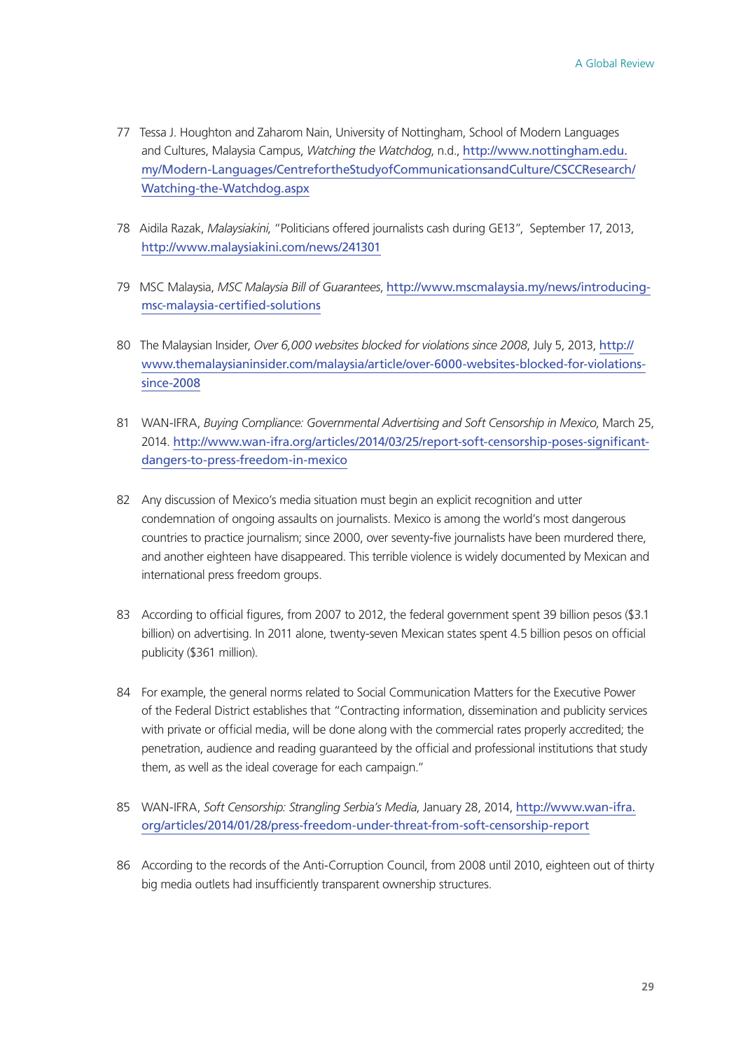77 Tessa J. Houghton and Zaharom Nain, University of Nottingham, School of Modern Languages and Cultures, Malaysia Campus, *Watching the Watchdog*, n.d., http://www.nottingham.edu.my/Modern-Languages/CentrefortheStudyofCommunicationsandCulture/CSCCResearch/Watching-the-Watchdog.aspx

78 Aidila Razak, *Malaysiakini*, "Politicians offered journalists cash during GE13", September 17, 2013, http://www.malaysiakini.com/news/241301

79 MSC Malaysia, *MSC Malaysia Bill of Guarantees*, http://www.mscmalaysia.my/news/introducing-msc-malaysia-certified-solutions

80 The Malaysian Insider, *Over 6,000 websites blocked for violations since 2008*, July 5, 2013, http://www.themalaysianinsider.com/malaysia/article/over-6000-websites-blocked-for-violations-since-2008

81 WAN-IFRA, *Buying Compliance: Governmental Advertising and Soft Censorship in Mexico*, March 25, 2014. http://www.wan-ifra.org/articles/2014/03/25/report-soft-censorship-poses-significant-dangers-to-press-freedom-in-mexico

82 Any discussion of Mexico's media situation must begin an explicit recognition and utter condemnation of ongoing assaults on journalists. Mexico is among the world's most dangerous countries to practice journalism; since 2000, over seventy-five journalists have been murdered there, and another eighteen have disappeared. This terrible violence is widely documented by Mexican and international press freedom groups.

83 According to official figures, from 2007 to 2012, the federal government spent 39 billion pesos ($3.1 billion) on advertising. In 2011 alone, twenty-seven Mexican states spent 4.5 billion pesos on official publicity ($361 million).

84 For example, the general norms related to Social Communication Matters for the Executive Power of the Federal District establishes that "Contracting information, dissemination and publicity services with private or official media, will be done along with the commercial rates properly accredited; the penetration, audience and reading guaranteed by the official and professional institutions that study them, as well as the ideal coverage for each campaign."

85 WAN-IFRA, *Soft Censorship: Strangling Serbia's Media*, January 28, 2014, http://www.wan-ifra.org/articles/2014/01/28/press-freedom-under-threat-from-soft-censorship-report

86 According to the records of the Anti-Corruption Council, from 2008 until 2010, eighteen out of thirty big media outlets had insufficiently transparent ownership structures.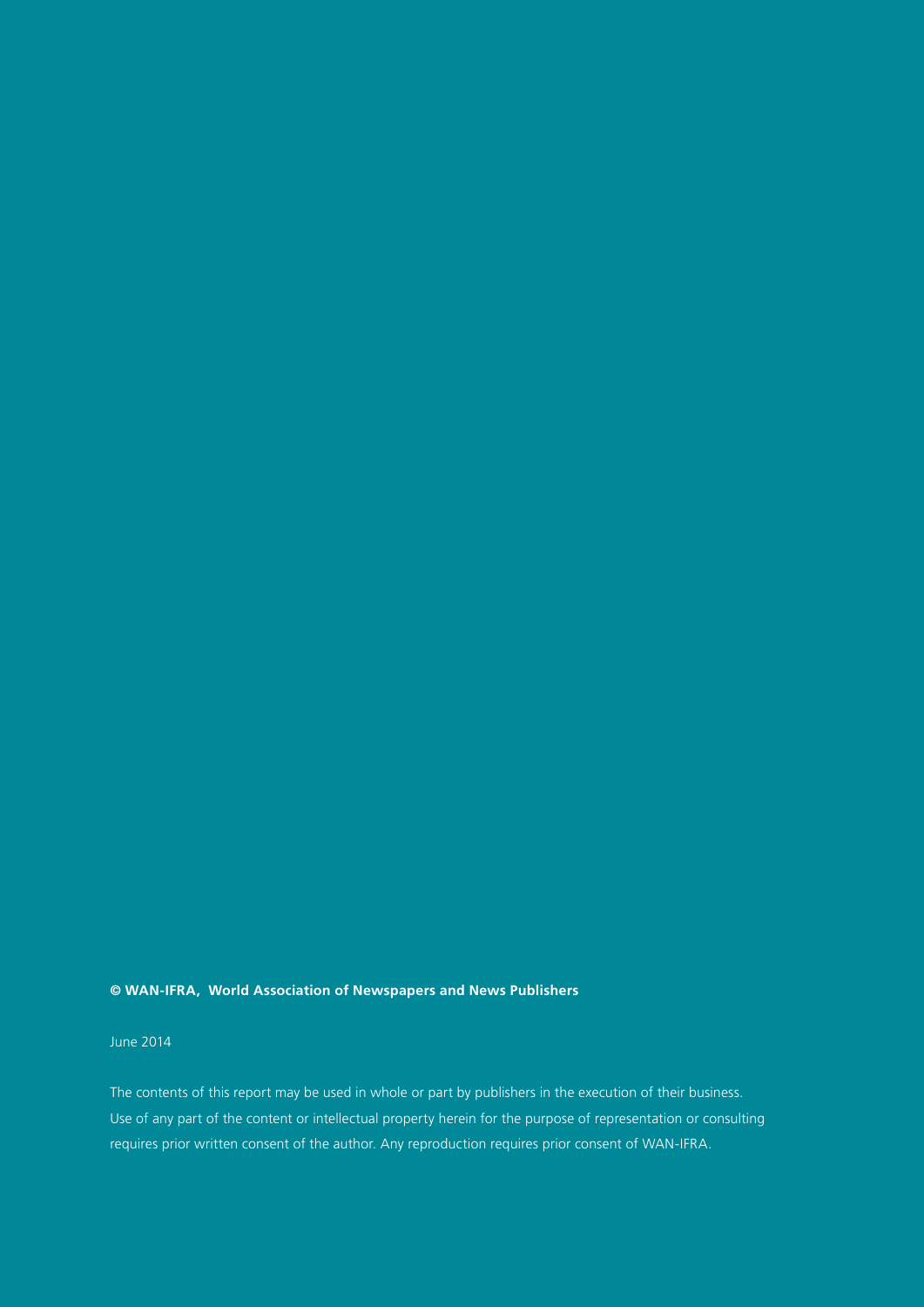**© WAN-IFRA, World Association of Newspapers and News Publishers**

June 2014

The contents of this report may be used in whole or part by publishers in the execution of their business. Use of any part of the content or intellectual property herein for the purpose of representation or consulting requires prior written consent of the author. Any reproduction requires prior consent of WAN-IFRA.